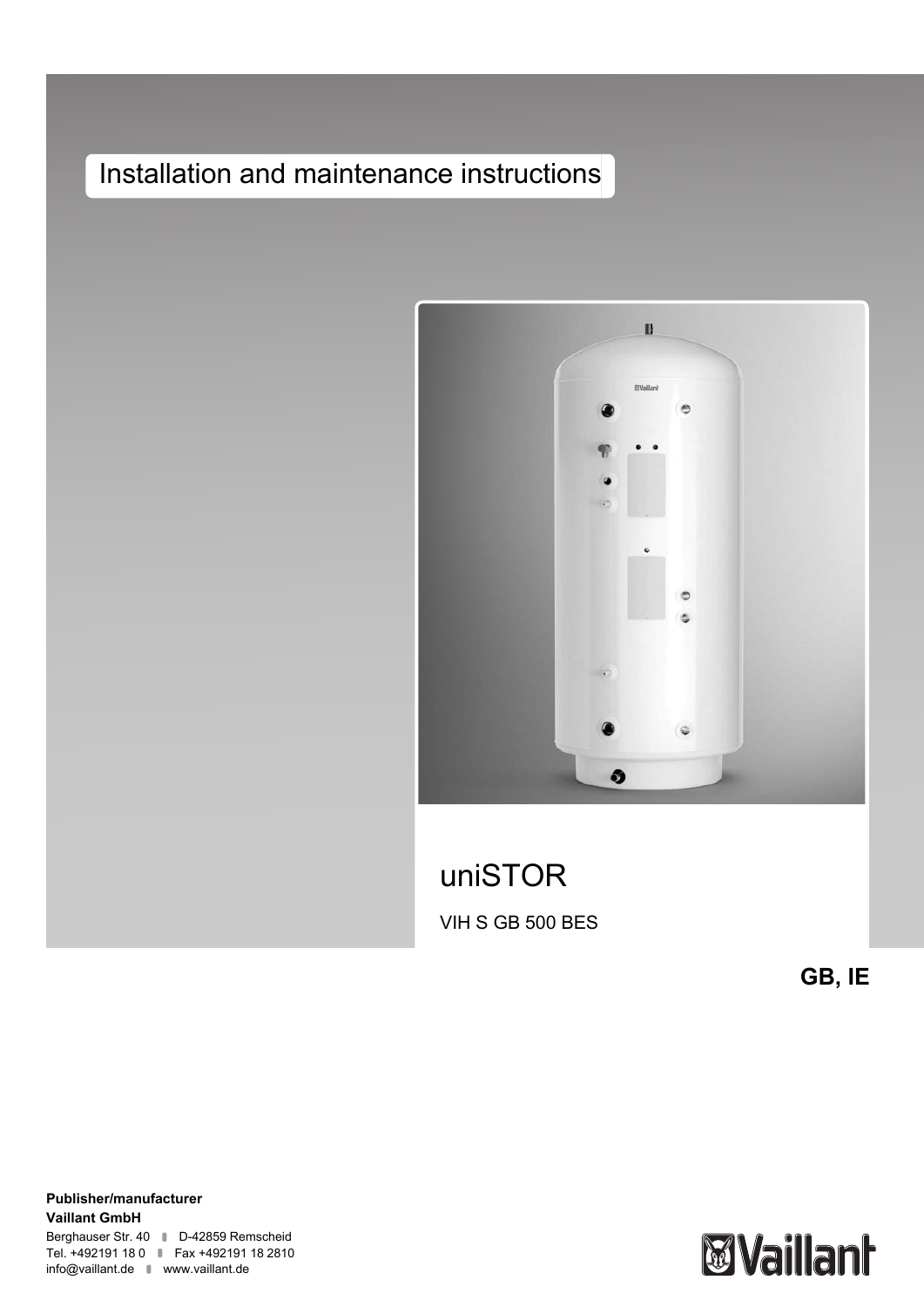# Installation and maintenance instructions

## uniSTOR

VIH S GB 500 BES

**GB, IE**

**Publisher/manufacturer**
**Vaillant GmbH**
Berghauser Str. 40 D-42859 Remscheid
Tel. +492191 18 0 Fax +492191 18 2810
info@vaillant.de www.vaillant.de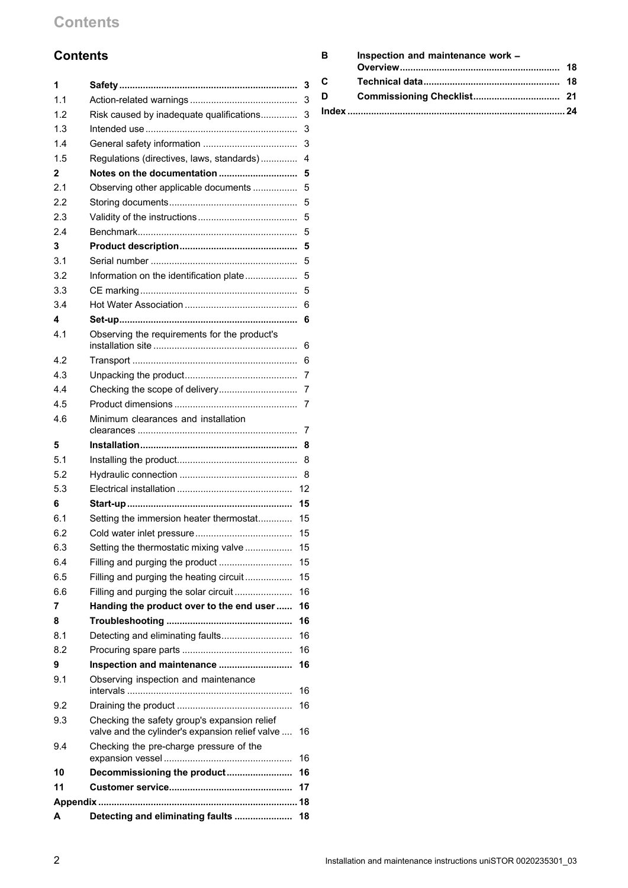# Contents

| | | |
|---|---|---|
| **1** | **Safety** | **3** |
| 1.1 | Action-related warnings | 3 |
| 1.2 | Risk caused by inadequate qualifications | 3 |
| 1.3 | Intended use | 3 |
| 1.4 | General safety information | 3 |
| 1.5 | Regulations (directives, laws, standards) | 4 |
| **2** | **Notes on the documentation** | **5** |
| 2.1 | Observing other applicable documents | 5 |
| 2.2 | Storing documents | 5 |
| 2.3 | Validity of the instructions | 5 |
| 2.4 | Benchmark | 5 |
| **3** | **Product description** | **5** |
| 3.1 | Serial number | 5 |
| 3.2 | Information on the identification plate | 5 |
| 3.3 | CE marking | 5 |
| 3.4 | Hot Water Association | 6 |
| **4** | **Set-up** | **6** |
| 4.1 | Observing the requirements for the product's installation site | 6 |
| 4.2 | Transport | 6 |
| 4.3 | Unpacking the product | 7 |
| 4.4 | Checking the scope of delivery | 7 |
| 4.5 | Product dimensions | 7 |
| 4.6 | Minimum clearances and installation clearances | 7 |
| **5** | **Installation** | **8** |
| 5.1 | Installing the product | 8 |
| 5.2 | Hydraulic connection | 8 |
| 5.3 | Electrical installation | 12 |
| **6** | **Start-up** | **15** |
| 6.1 | Setting the immersion heater thermostat | 15 |
| 6.2 | Cold water inlet pressure | 15 |
| 6.3 | Setting the thermostatic mixing valve | 15 |
| 6.4 | Filling and purging the product | 15 |
| 6.5 | Filling and purging the heating circuit | 15 |
| 6.6 | Filling and purging the solar circuit | 16 |
| **7** | **Handing the product over to the end user** | **16** |
| **8** | **Troubleshooting** | **16** |
| 8.1 | Detecting and eliminating faults | 16 |
| 8.2 | Procuring spare parts | 16 |
| **9** | **Inspection and maintenance** | **16** |
| 9.1 | Observing inspection and maintenance intervals | 16 |
| 9.2 | Draining the product | 16 |
| 9.3 | Checking the safety group's expansion relief valve and the cylinder's expansion relief valve | 16 |
| 9.4 | Checking the pre-charge pressure of the expansion vessel | 16 |
| **10** | **Decommissioning the product** | **16** |
| **11** | **Customer service** | **17** |
| **Appendix** | | **18** |
| **A** | **Detecting and eliminating faults** | **18** |
| **B** | **Inspection and maintenance work – Overview** | **18** |
| **C** | **Technical data** | **18** |
| **D** | **Commissioning Checklist** | **21** |
| **Index** | | **24** |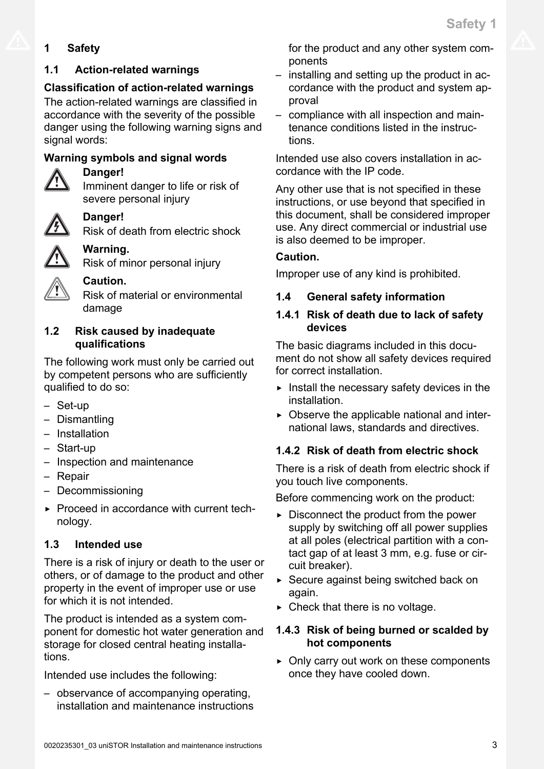# 1 Safety

## 1.1 Action-related warnings

**Classification of action-related warnings**

The action-related warnings are classified in accordance with the severity of the possible danger using the following warning signs and signal words:

**Warning symbols and signal words**

**Danger!**
Imminent danger to life or risk of severe personal injury

**Danger!**
Risk of death from electric shock

**Warning.**
Risk of minor personal injury

**Caution.**
Risk of material or environmental damage

## 1.2 Risk caused by inadequate qualifications

The following work must only be carried out by competent persons who are sufficiently qualified to do so:

- Set-up
- Dismantling
- Installation
- Start-up
- Inspection and maintenance
- Repair
- Decommissioning

- Proceed in accordance with current technology.

## 1.3 Intended use

There is a risk of injury or death to the user or others, or of damage to the product and other property in the event of improper use or use for which it is not intended.

The product is intended as a system component for domestic hot water generation and storage for closed central heating installations.

Intended use includes the following:

- observance of accompanying operating, installation and maintenance instructions for the product and any other system components
- installing and setting up the product in accordance with the product and system approval
- compliance with all inspection and maintenance conditions listed in the instructions.

Intended use also covers installation in accordance with the IP code.

Any other use that is not specified in these instructions, or use beyond that specified in this document, shall be considered improper use. Any direct commercial or industrial use is also deemed to be improper.

**Caution.**

Improper use of any kind is prohibited.

## 1.4 General safety information

### 1.4.1 Risk of death due to lack of safety devices

The basic diagrams included in this document do not show all safety devices required for correct installation.

- Install the necessary safety devices in the installation.
- Observe the applicable national and international laws, standards and directives.

### 1.4.2 Risk of death from electric shock

There is a risk of death from electric shock if you touch live components.

Before commencing work on the product:

- Disconnect the product from the power supply by switching off all power supplies at all poles (electrical partition with a contact gap of at least 3 mm, e.g. fuse or circuit breaker).
- Secure against being switched back on again.
- Check that there is no voltage.

### 1.4.3 Risk of being burned or scalded by hot components

- Only carry out work on these components once they have cooled down.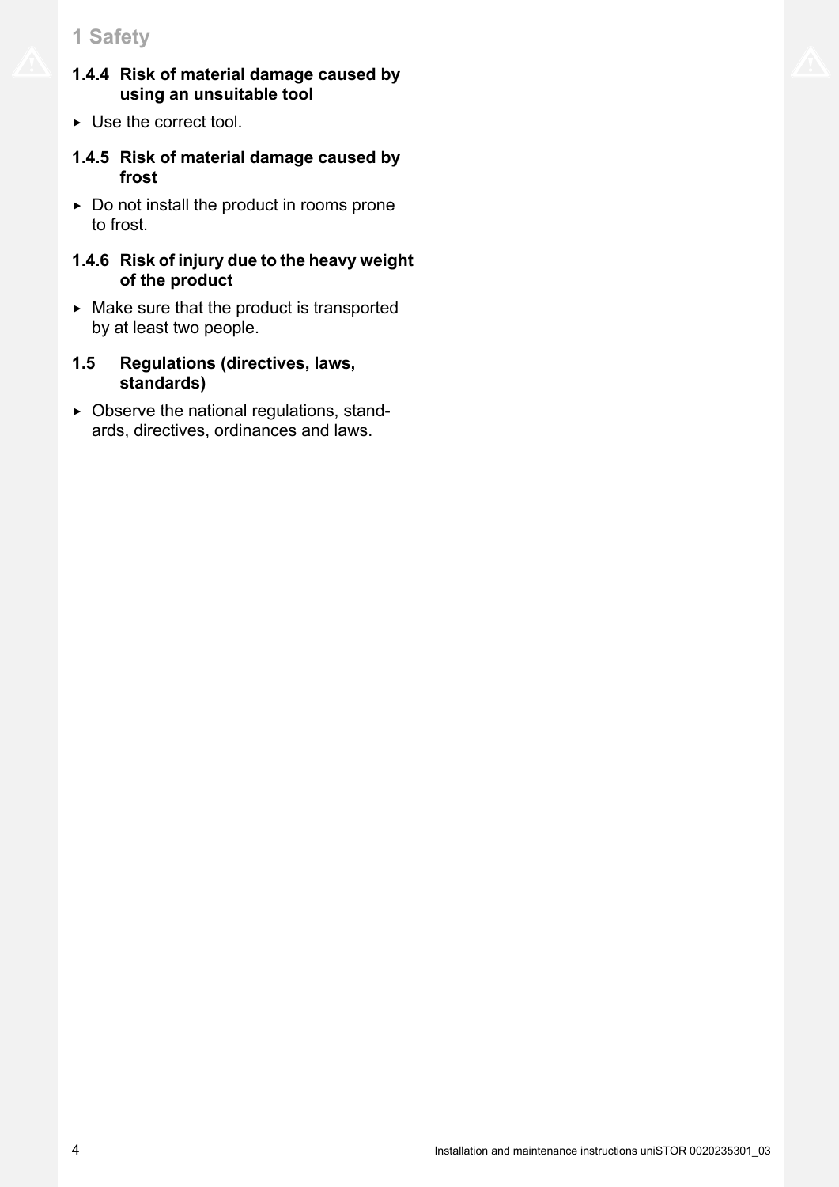### 1.4.4 Risk of material damage caused by using an unsuitable tool

- Use the correct tool.

### 1.4.5 Risk of material damage caused by frost

- Do not install the product in rooms prone to frost.

### 1.4.6 Risk of injury due to the heavy weight of the product

- Make sure that the product is transported by at least two people.

## 1.5 Regulations (directives, laws, standards)

- Observe the national regulations, standards, directives, ordinances and laws.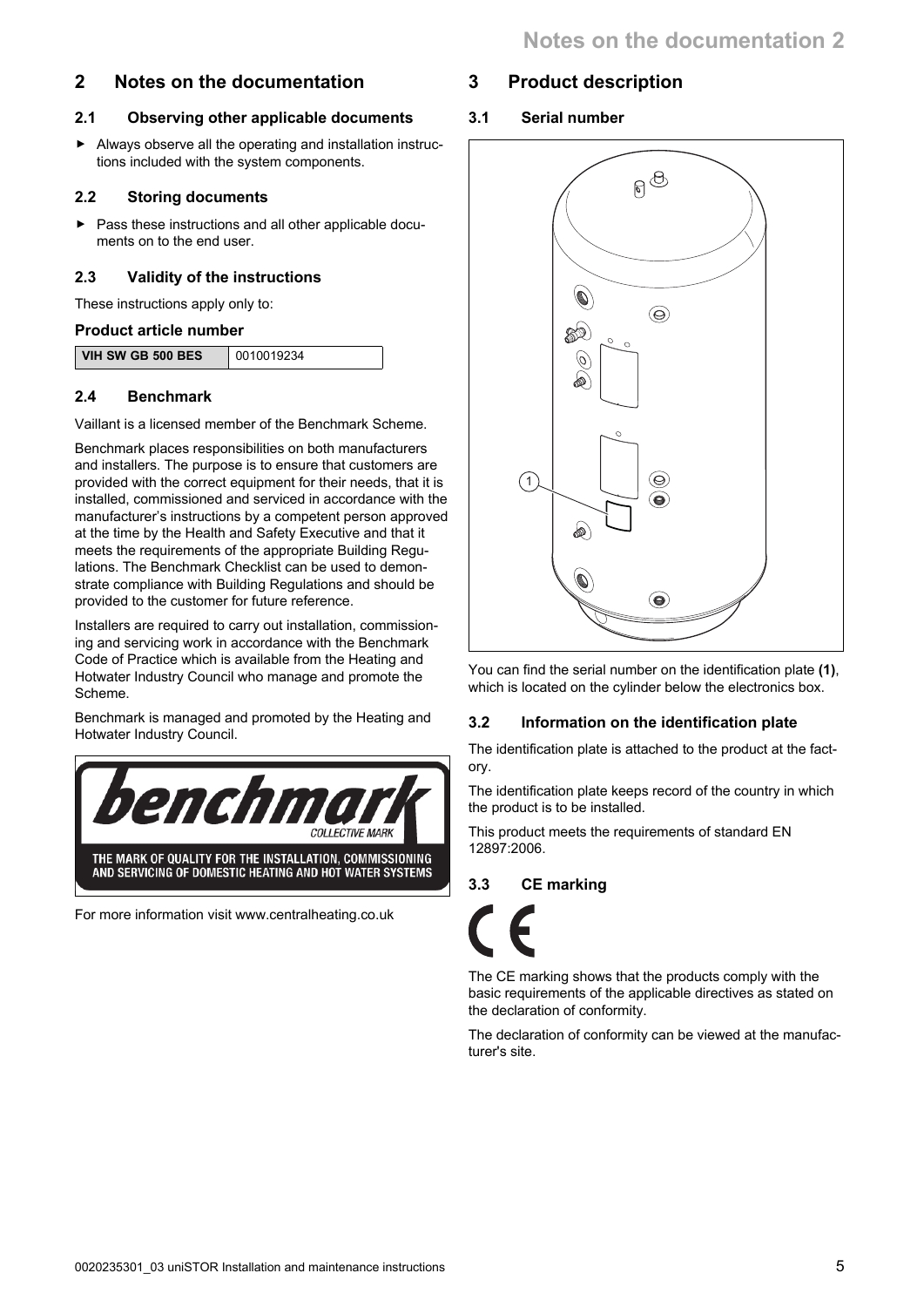## 2 Notes on the documentation

### 2.1 Observing other applicable documents

- Always observe all the operating and installation instructions included with the system components.

### 2.2 Storing documents

- Pass these instructions and all other applicable documents on to the end user.

### 2.3 Validity of the instructions

These instructions apply only to:

**Product article number**

| VIH SW GB 500 BES | 0010019234 |
|---|---|

### 2.4 Benchmark

Vaillant is a licensed member of the Benchmark Scheme.

Benchmark places responsibilities on both manufacturers and installers. The purpose is to ensure that customers are provided with the correct equipment for their needs, that it is installed, commissioned and serviced in accordance with the manufacturer's instructions by a competent person approved at the time by the Health and Safety Executive and that it meets the requirements of the appropriate Building Regulations. The Benchmark Checklist can be used to demonstrate compliance with Building Regulations and should be provided to the customer for future reference.

Installers are required to carry out installation, commissioning and servicing work in accordance with the Benchmark Code of Practice which is available from the Heating and Hotwater Industry Council who manage and promote the Scheme.

Benchmark is managed and promoted by the Heating and Hotwater Industry Council.

benchmark COLLECTIVE MARK

THE MARK OF QUALITY FOR THE INSTALLATION, COMMISSIONING AND SERVICING OF DOMESTIC HEATING AND HOT WATER SYSTEMS

For more information visit www.centralheating.co.uk

## 3 Product description

### 3.1 Serial number

You can find the serial number on the identification plate **(1)**, which is located on the cylinder below the electronics box.

### 3.2 Information on the identification plate

The identification plate is attached to the product at the factory.

The identification plate keeps record of the country in which the product is to be installed.

This product meets the requirements of standard EN 12897:2006.

### 3.3 CE marking

CE

The CE marking shows that the products comply with the basic requirements of the applicable directives as stated on the declaration of conformity.

The declaration of conformity can be viewed at the manufacturer's site.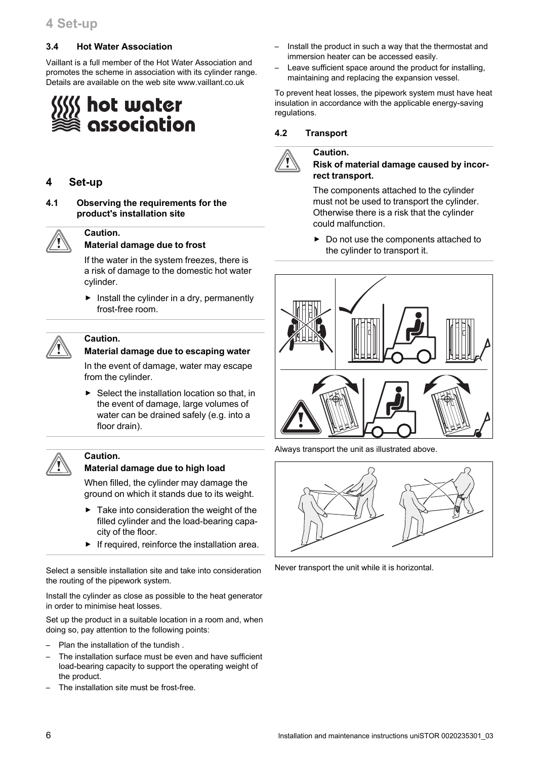### 3.4 Hot Water Association

Vaillant is a full member of the Hot Water Association and promotes the scheme in association with its cylinder range. Details are available on the web site www.vaillant.co.uk

## 4 Set-up

### 4.1 Observing the requirements for the product's installation site

**Caution.**
**Material damage due to frost**

If the water in the system freezes, there is a risk of damage to the domestic hot water cylinder.

- Install the cylinder in a dry, permanently frost-free room.

**Caution.**
**Material damage due to escaping water**

In the event of damage, water may escape from the cylinder.

- Select the installation location so that, in the event of damage, large volumes of water can be drained safely (e.g. into a floor drain).

**Caution.**
**Material damage due to high load**

When filled, the cylinder may damage the ground on which it stands due to its weight.

- Take into consideration the weight of the filled cylinder and the load-bearing capacity of the floor.
- If required, reinforce the installation area.

Select a sensible installation site and take into consideration the routing of the pipework system.

Install the cylinder as close as possible to the heat generator in order to minimise heat losses.

Set up the product in a suitable location in a room and, when doing so, pay attention to the following points:

- Plan the installation of the tundish .
- The installation surface must be even and have sufficient load-bearing capacity to support the operating weight of the product.
- The installation site must be frost-free.
- Install the product in such a way that the thermostat and immersion heater can be accessed easily.
- Leave sufficient space around the product for installing, maintaining and replacing the expansion vessel.

To prevent heat losses, the pipework system must have heat insulation in accordance with the applicable energy-saving regulations.

### 4.2 Transport

**Caution.**
**Risk of material damage caused by incorrect transport.**

The components attached to the cylinder must not be used to transport the cylinder. Otherwise there is a risk that the cylinder could malfunction.

- Do not use the components attached to the cylinder to transport it.

Always transport the unit as illustrated above.

Never transport the unit while it is horizontal.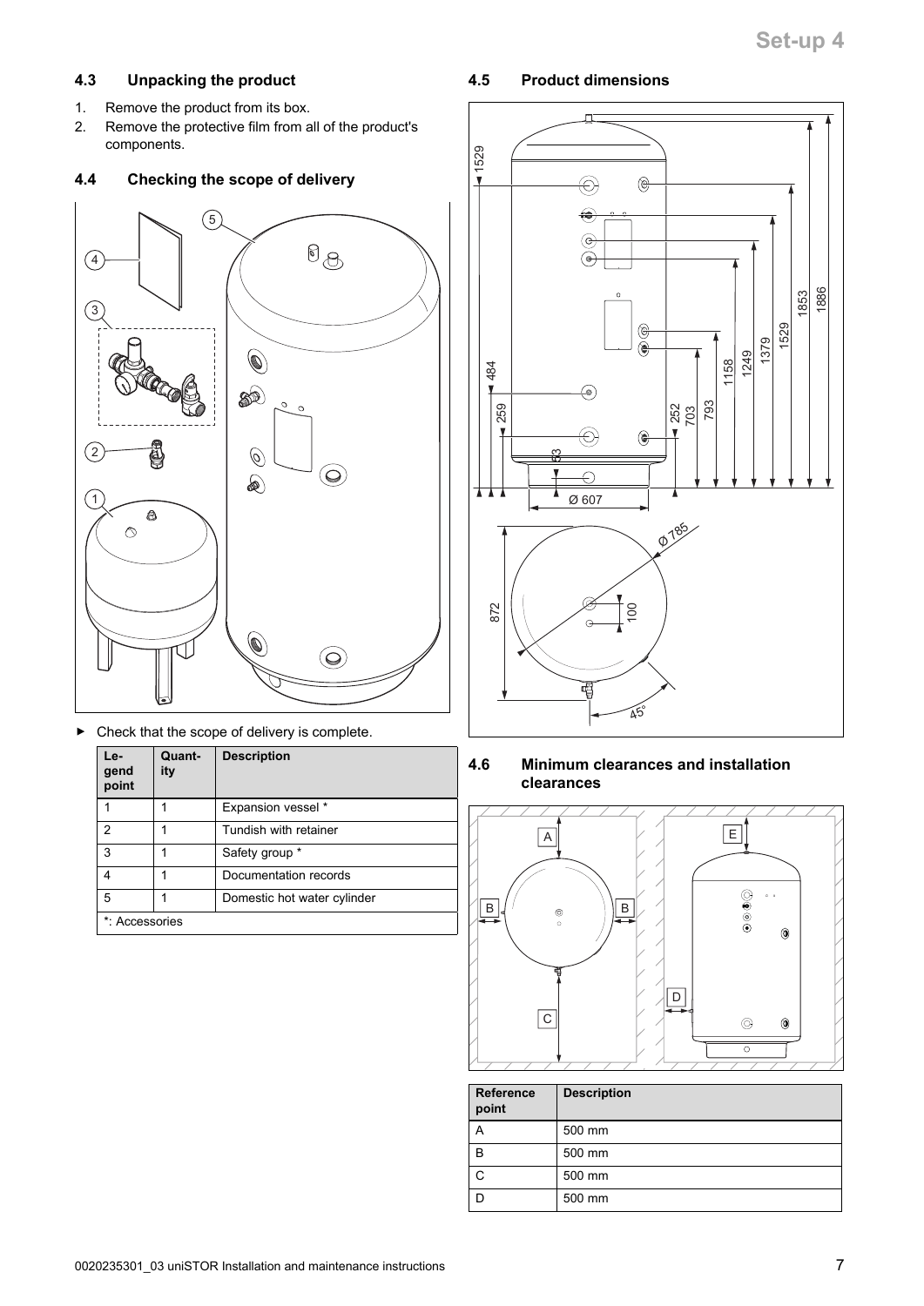## 4.3 Unpacking the product

1. Remove the product from its box.
2. Remove the protective film from all of the product's components.

## 4.4 Checking the scope of delivery

► Check that the scope of delivery is complete.

| Legend point | Quantity | Description |
|---|---|---|
| 1 | 1 | Expansion vessel * |
| 2 | 1 | Tundish with retainer |
| 3 | 1 | Safety group * |
| 4 | 1 | Documentation records |
| 5 | 1 | Domestic hot water cylinder |
| *: Accessories | | |

## 4.5 Product dimensions

## 4.6 Minimum clearances and installation clearances

| Reference point | Description |
|---|---|
| A | 500 mm |
| B | 500 mm |
| C | 500 mm |
| D | 500 mm |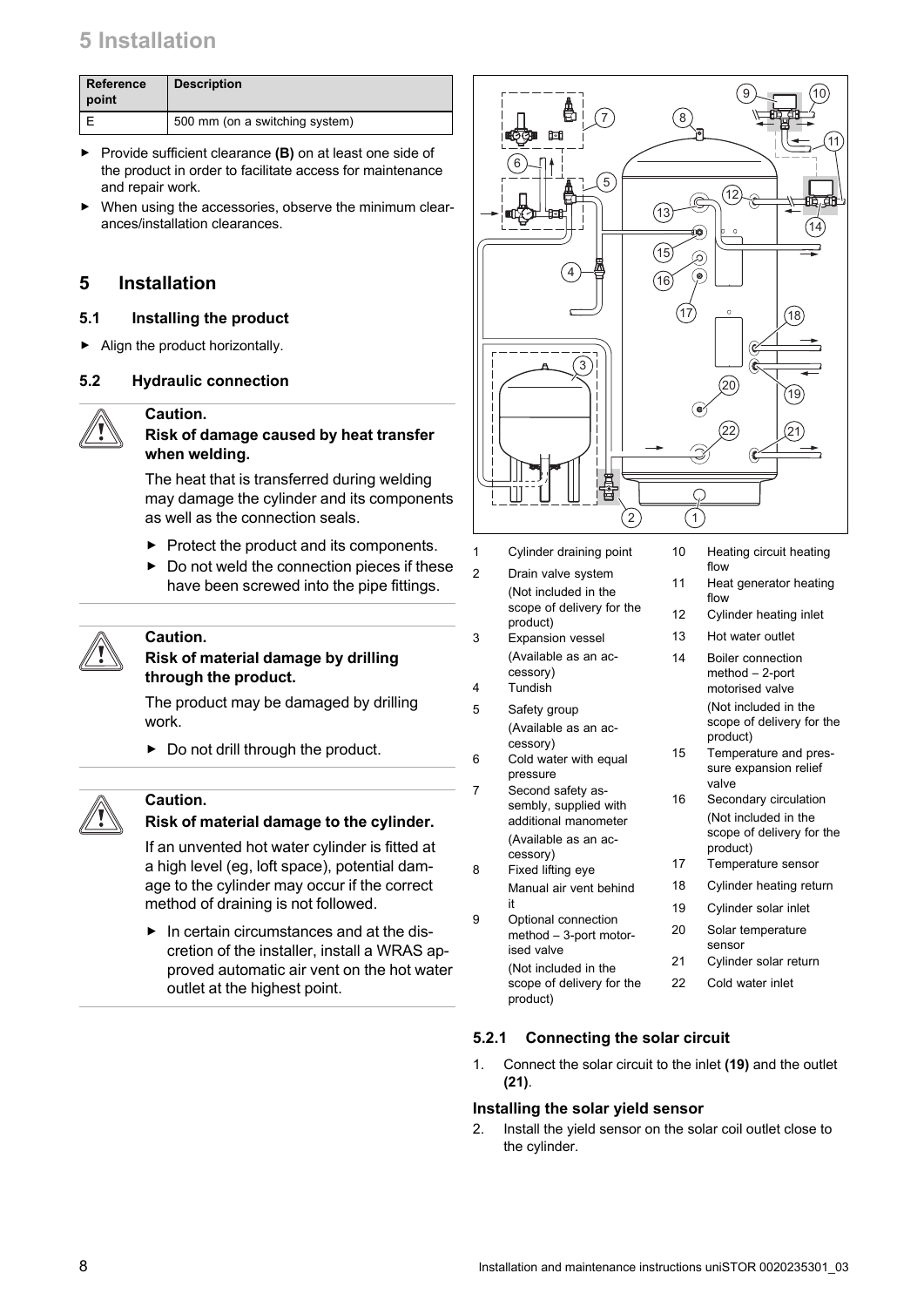| Reference point | Description |
| --- | --- |
| E | 500 mm (on a switching system) |

- Provide sufficient clearance **(B)** on at least one side of the product in order to facilitate access for maintenance and repair work.
- When using the accessories, observe the minimum clearances/installation clearances.

# 5 Installation

## 5.1 Installing the product

- Align the product horizontally.

## 5.2 Hydraulic connection

**Caution.**
**Risk of damage caused by heat transfer when welding.**

The heat that is transferred during welding may damage the cylinder and its components as well as the connection seals.

- Protect the product and its components.
- Do not weld the connection pieces if these have been screwed into the pipe fittings.

**Caution.**
**Risk of material damage by drilling through the product.**

The product may be damaged by drilling work.

- Do not drill through the product.

**Caution.**
**Risk of material damage to the cylinder.**

If an unvented hot water cylinder is fitted at a high level (eg, loft space), potential damage to the cylinder may occur if the correct method of draining is not followed.

- In certain circumstances and at the discretion of the installer, install a WRAS approved automatic air vent on the hot water outlet at the highest point.

1. Cylinder draining point
2. Drain valve system
   (Not included in the scope of delivery for the product)
3. Expansion vessel
   (Available as an accessory)
4. Tundish
5. Safety group
   (Available as an accessory)
6. Cold water with equal pressure
7. Second safety assembly, supplied with additional manometer
   (Available as an accessory)
8. Fixed lifting eye
   Manual air vent behind it
9. Optional connection method – 3-port motorised valve
   (Not included in the scope of delivery for the product)
10. Heating circuit heating flow
11. Heat generator heating flow
12. Cylinder heating inlet
13. Hot water outlet
14. Boiler connection method – 2-port motorised valve
    (Not included in the scope of delivery for the product)
15. Temperature and pressure expansion relief valve
16. Secondary circulation
    (Not included in the scope of delivery for the product)
17. Temperature sensor
18. Cylinder heating return
19. Cylinder solar inlet
20. Solar temperature sensor
21. Cylinder solar return
22. Cold water inlet

### 5.2.1 Connecting the solar circuit

1. Connect the solar circuit to the inlet **(19)** and the outlet **(21)**.

#### Installing the solar yield sensor

2. Install the yield sensor on the solar coil outlet close to the cylinder.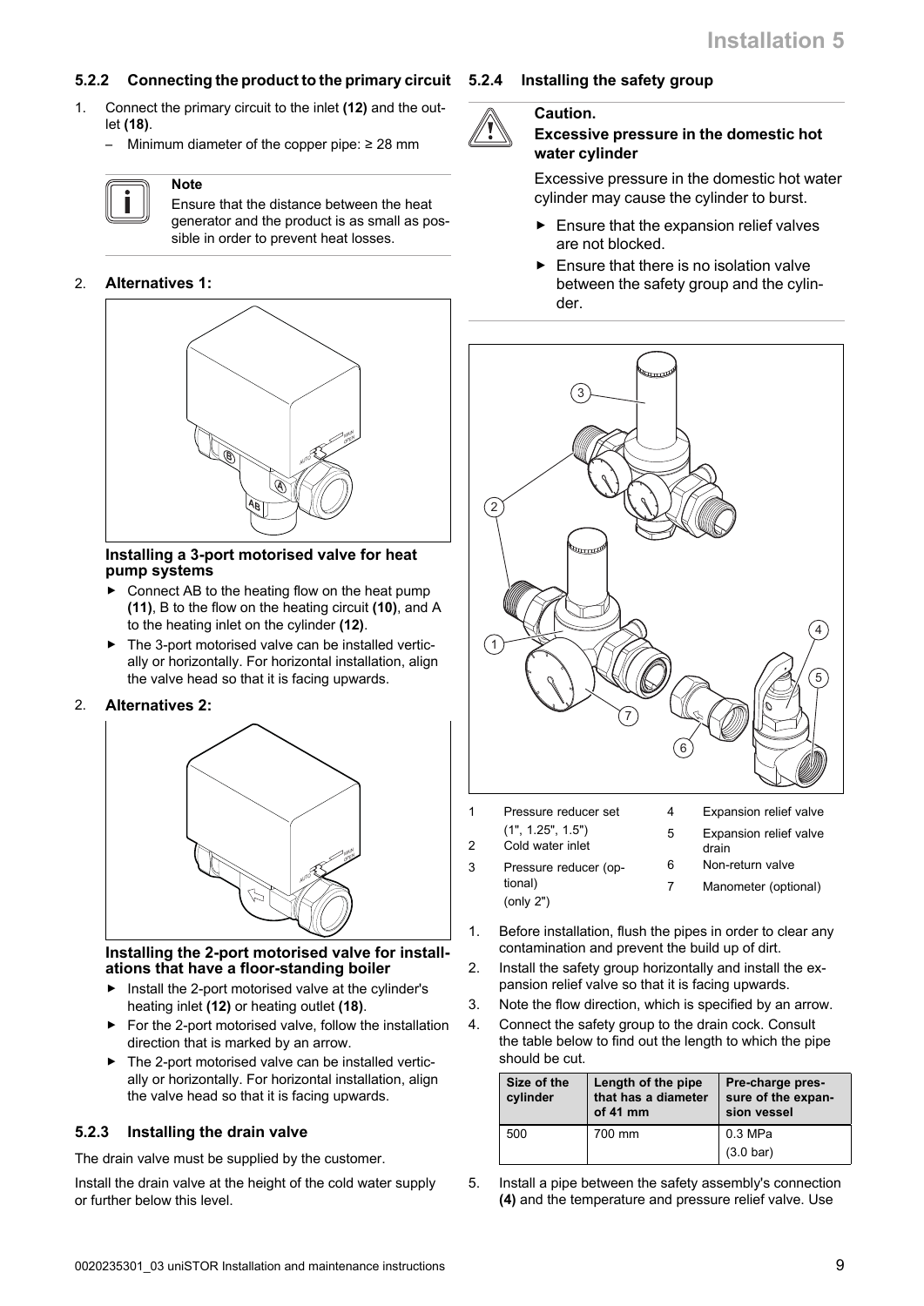### 5.2.2 Connecting the product to the primary circuit

1. Connect the primary circuit to the inlet **(12)** and the outlet **(18)**.
   – Minimum diameter of the copper pipe: ≥ 28 mm

> **Note**
> Ensure that the distance between the heat generator and the product is as small as possible in order to prevent heat losses.

2. **Alternatives 1:**

**Installing a 3-port motorised valve for heat pump systems**

- Connect AB to the heating flow on the heat pump **(11)**, B to the flow on the heating circuit **(10)**, and A to the heating inlet on the cylinder **(12)**.
- The 3-port motorised valve can be installed vertically or horizontally. For horizontal installation, align the valve head so that it is facing upwards.

2. **Alternatives 2:**

**Installing the 2-port motorised valve for installations that have a floor-standing boiler**

- Install the 2-port motorised valve at the cylinder's heating inlet **(12)** or heating outlet **(18)**.
- For the 2-port motorised valve, follow the installation direction that is marked by an arrow.
- The 2-port motorised valve can be installed vertically or horizontally. For horizontal installation, align the valve head so that it is facing upwards.

### 5.2.3 Installing the drain valve

The drain valve must be supplied by the customer.

Install the drain valve at the height of the cold water supply or further below this level.

### 5.2.4 Installing the safety group

> **Caution.**
> **Excessive pressure in the domestic hot water cylinder**
>
> Excessive pressure in the domestic hot water cylinder may cause the cylinder to burst.
>
> - Ensure that the expansion relief valves are not blocked.
> - Ensure that there is no isolation valve between the safety group and the cylinder.

1 Pressure reducer set (1", 1.25", 1.5")
2 Cold water inlet
3 Pressure reducer (optional) (only 2")
4 Expansion relief valve
5 Expansion relief valve drain
6 Non-return valve
7 Manometer (optional)

1. Before installation, flush the pipes in order to clear any contamination and prevent the build up of dirt.
2. Install the safety group horizontally and install the expansion relief valve so that it is facing upwards.
3. Note the flow direction, which is specified by an arrow.
4. Connect the safety group to the drain cock. Consult the table below to find out the length to which the pipe should be cut.

| Size of the cylinder | Length of the pipe that has a diameter of 41 mm | Pre-charge pressure of the expansion vessel |
|---|---|---|
| 500 | 700 mm | 0.3 MPa<br>(3.0 bar) |

5. Install a pipe between the safety assembly's connection **(4)** and the temperature and pressure relief valve. Use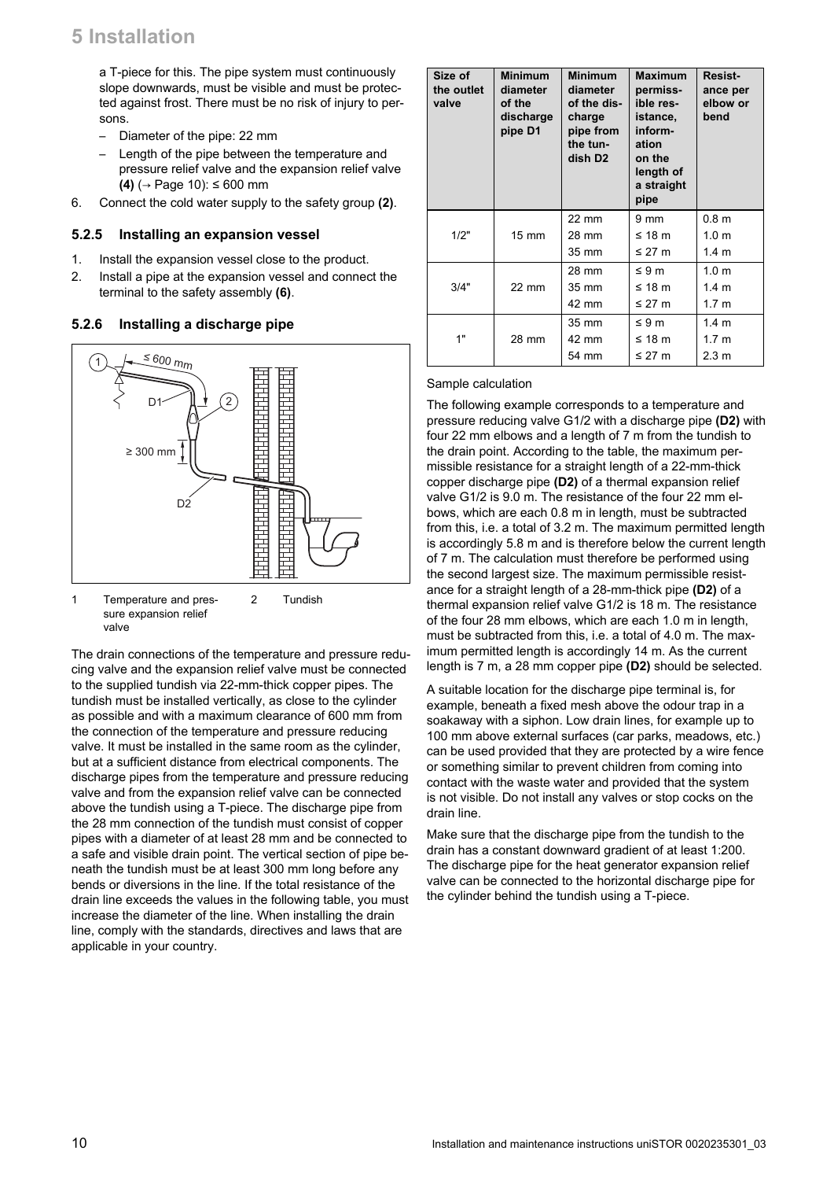a T-piece for this. The pipe system must continuously slope downwards, must be visible and must be protected against frost. There must be no risk of injury to persons.

- Diameter of the pipe: 22 mm
- Length of the pipe between the temperature and pressure relief valve and the expansion relief valve **(4)** (→ Page 10): ≤ 600 mm

6. Connect the cold water supply to the safety group **(2)**.

### 5.2.5 Installing an expansion vessel

1. Install the expansion vessel close to the product.
2. Install a pipe at the expansion vessel and connect the terminal to the safety assembly **(6)**.

### 5.2.6 Installing a discharge pipe

1 Temperature and pressure expansion relief valve
2 Tundish

The drain connections of the temperature and pressure reducing valve and the expansion relief valve must be connected to the supplied tundish via 22-mm-thick copper pipes. The tundish must be installed vertically, as close to the cylinder as possible and with a maximum clearance of 600 mm from the connection of the temperature and pressure reducing valve. It must be installed in the same room as the cylinder, but at a sufficient distance from electrical components. The discharge pipes from the temperature and pressure reducing valve and from the expansion relief valve can be connected above the tundish using a T-piece. The discharge pipe from the 28 mm connection of the tundish must consist of copper pipes with a diameter of at least 28 mm and be connected to a safe and visible drain point. The vertical section of pipe beneath the tundish must be at least 300 mm long before any bends or diversions in the line. If the total resistance of the drain line exceeds the values in the following table, you must increase the diameter of the line. When installing the drain line, comply with the standards, directives and laws that are applicable in your country.

| Size of the outlet valve | Minimum diameter of the discharge pipe D1 | Minimum diameter of the discharge pipe from the tundish D2 | Maximum permissible resistance, information on the length of a straight pipe | Resistance per elbow or bend |
|---|---|---|---|---|
| 1/2" | 15 mm | 22 mm | 9 mm | 0.8 m |
| | | 28 mm | ≤ 18 m | 1.0 m |
| | | 35 mm | ≤ 27 m | 1.4 m |
| 3/4" | 22 mm | 28 mm | ≤ 9 m | 1.0 m |
| | | 35 mm | ≤ 18 m | 1.4 m |
| | | 42 mm | ≤ 27 m | 1.7 m |
| 1" | 28 mm | 35 mm | ≤ 9 m | 1.4 m |
| | | 42 mm | ≤ 18 m | 1.7 m |
| | | 54 mm | ≤ 27 m | 2.3 m |

Sample calculation

The following example corresponds to a temperature and pressure reducing valve G1/2 with a discharge pipe **(D2)** with four 22 mm elbows and a length of 7 m from the tundish to the drain point. According to the table, the maximum permissible resistance for a straight length of a 22-mm-thick copper discharge pipe **(D2)** of a thermal expansion relief valve G1/2 is 9.0 m. The resistance of the four 22 mm elbows, which are each 0.8 m in length, must be subtracted from this, i.e. a total of 3.2 m. The maximum permitted length is accordingly 5.8 m and is therefore below the current length of 7 m. The calculation must therefore be performed using the second largest size. The maximum permissible resistance for a straight length of a 28-mm-thick pipe **(D2)** of a thermal expansion relief valve G1/2 is 18 m. The resistance of the four 28 mm elbows, which are each 1.0 m in length, must be subtracted from this, i.e. a total of 4.0 m. The maximum permitted length is accordingly 14 m. As the current length is 7 m, a 28 mm copper pipe **(D2)** should be selected.

A suitable location for the discharge pipe terminal is, for example, beneath a fixed mesh above the odour trap in a soakaway with a siphon. Low drain lines, for example up to 100 mm above external surfaces (car parks, meadows, etc.) can be used provided that they are protected by a wire fence or something similar to prevent children from coming into contact with the waste water and provided that the system is not visible. Do not install any valves or stop cocks on the drain line.

Make sure that the discharge pipe from the tundish to the drain has a constant downward gradient of at least 1:200. The discharge pipe for the heat generator expansion relief valve can be connected to the horizontal discharge pipe for the cylinder behind the tundish using a T-piece.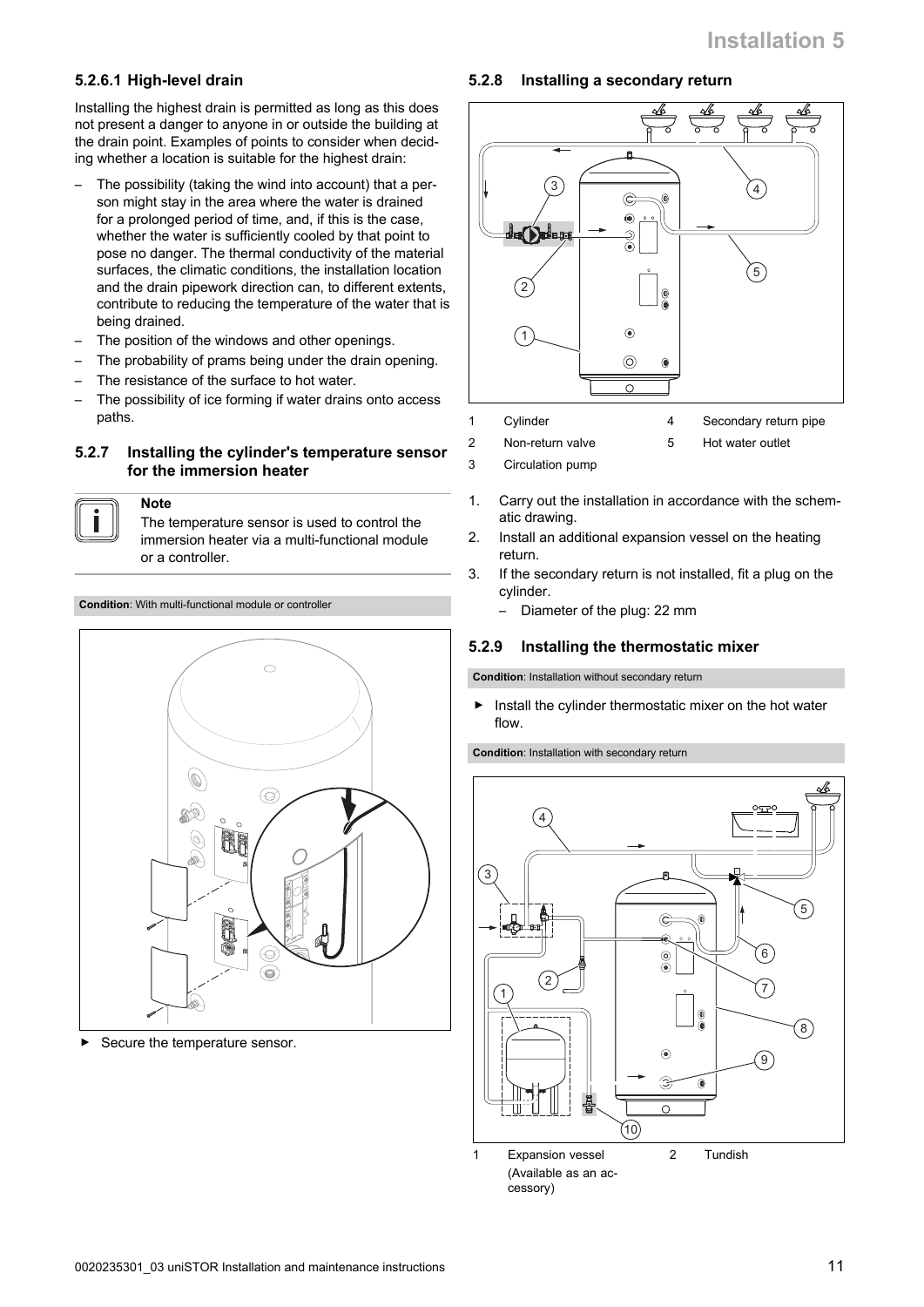#### 5.2.6.1 High-level drain

Installing the highest drain is permitted as long as this does not present a danger to anyone in or outside the building at the drain point. Examples of points to consider when deciding whether a location is suitable for the highest drain:

- The possibility (taking the wind into account) that a person might stay in the area where the water is drained for a prolonged period of time, and, if this is the case, whether the water is sufficiently cooled by that point to pose no danger. The thermal conductivity of the material surfaces, the climatic conditions, the installation location and the drain pipework direction can, to different extents, contribute to reducing the temperature of the water that is being drained.
- The position of the windows and other openings.
- The probability of prams being under the drain opening.
- The resistance of the surface to hot water.
- The possibility of ice forming if water drains onto access paths.

### 5.2.7 Installing the cylinder's temperature sensor for the immersion heater

**Note**
The temperature sensor is used to control the immersion heater via a multi-functional module or a controller.

**Condition**: With multi-functional module or controller

- ▶ Secure the temperature sensor.

### 5.2.8 Installing a secondary return

| | | | |
|---|---|---|---|
| 1 | Cylinder | 4 | Secondary return pipe |
| 2 | Non-return valve | 5 | Hot water outlet |
| 3 | Circulation pump | | |

1. Carry out the installation in accordance with the schematic drawing.
2. Install an additional expansion vessel on the heating return.
3. If the secondary return is not installed, fit a plug on the cylinder.
   - Diameter of the plug: 22 mm

### 5.2.9 Installing the thermostatic mixer

**Condition**: Installation without secondary return

- ▶ Install the cylinder thermostatic mixer on the hot water flow.

**Condition**: Installation with secondary return

| | | | |
|---|---|---|---|
| 1 | Expansion vessel (Available as an accessory) | 2 | Tundish |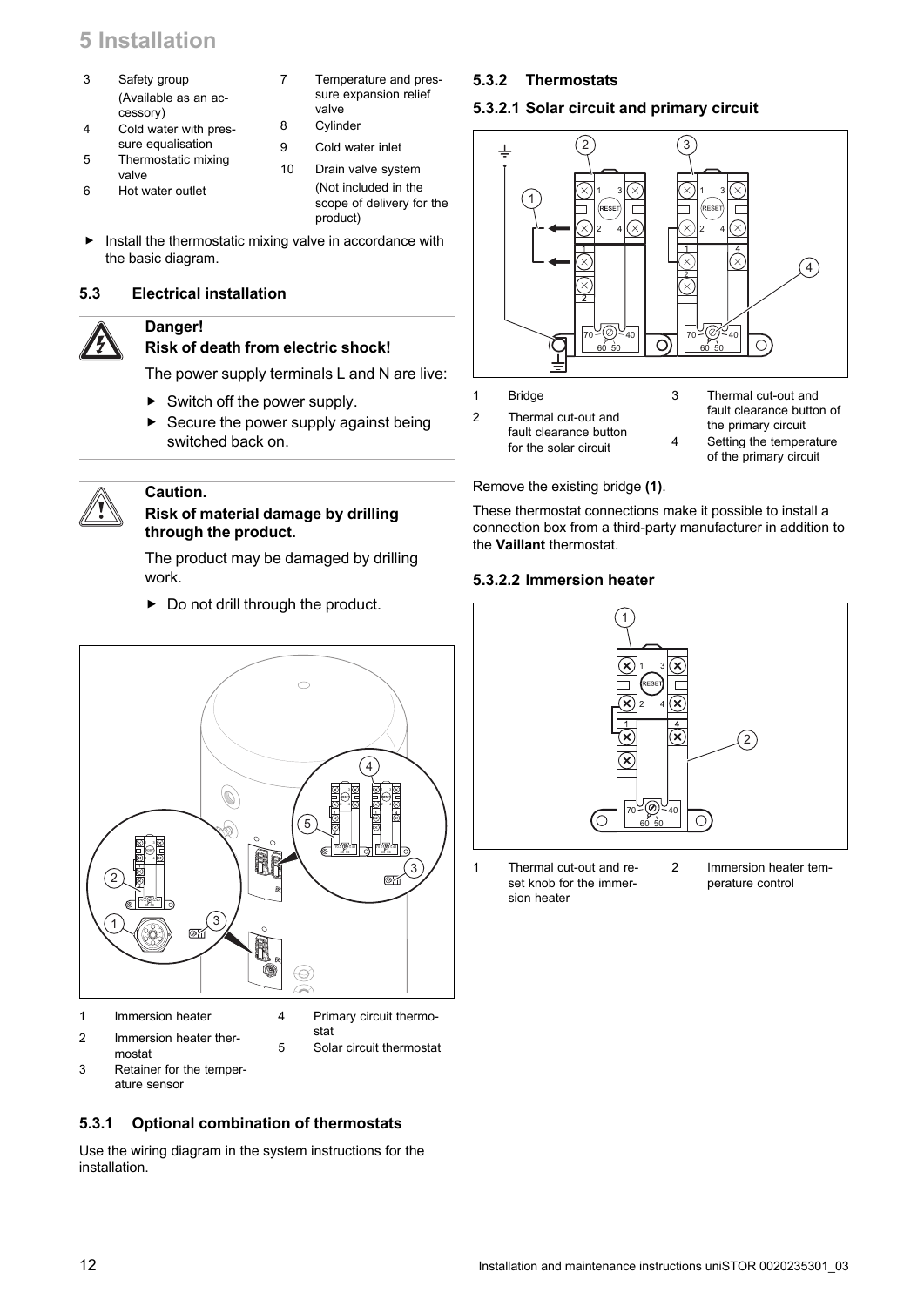3 Safety group (Available as an accessory)
4 Cold water with pressure equalisation
5 Thermostatic mixing valve
6 Hot water outlet
7 Temperature and pressure expansion relief valve
8 Cylinder
9 Cold water inlet
10 Drain valve system (Not included in the scope of delivery for the product)

- Install the thermostatic mixing valve in accordance with the basic diagram.

## 5.3 Electrical installation

**Danger!**
**Risk of death from electric shock!**

The power supply terminals L and N are live:

- Switch off the power supply.
- Secure the power supply against being switched back on.

**Caution.**
**Risk of material damage by drilling through the product.**

The product may be damaged by drilling work.

- Do not drill through the product.

1 Immersion heater
2 Immersion heater thermostat
3 Retainer for the temperature sensor
4 Primary circuit thermostat
5 Solar circuit thermostat

### 5.3.1 Optional combination of thermostats

Use the wiring diagram in the system instructions for the installation.

### 5.3.2 Thermostats

#### 5.3.2.1 Solar circuit and primary circuit

1 Bridge
2 Thermal cut-out and fault clearance button for the solar circuit
3 Thermal cut-out and fault clearance button of the primary circuit
4 Setting the temperature of the primary circuit

Remove the existing bridge **(1)**.

These thermostat connections make it possible to install a connection box from a third-party manufacturer in addition to the **Vaillant** thermostat.

#### 5.3.2.2 Immersion heater

1 Thermal cut-out and reset knob for the immersion heater
2 Immersion heater temperature control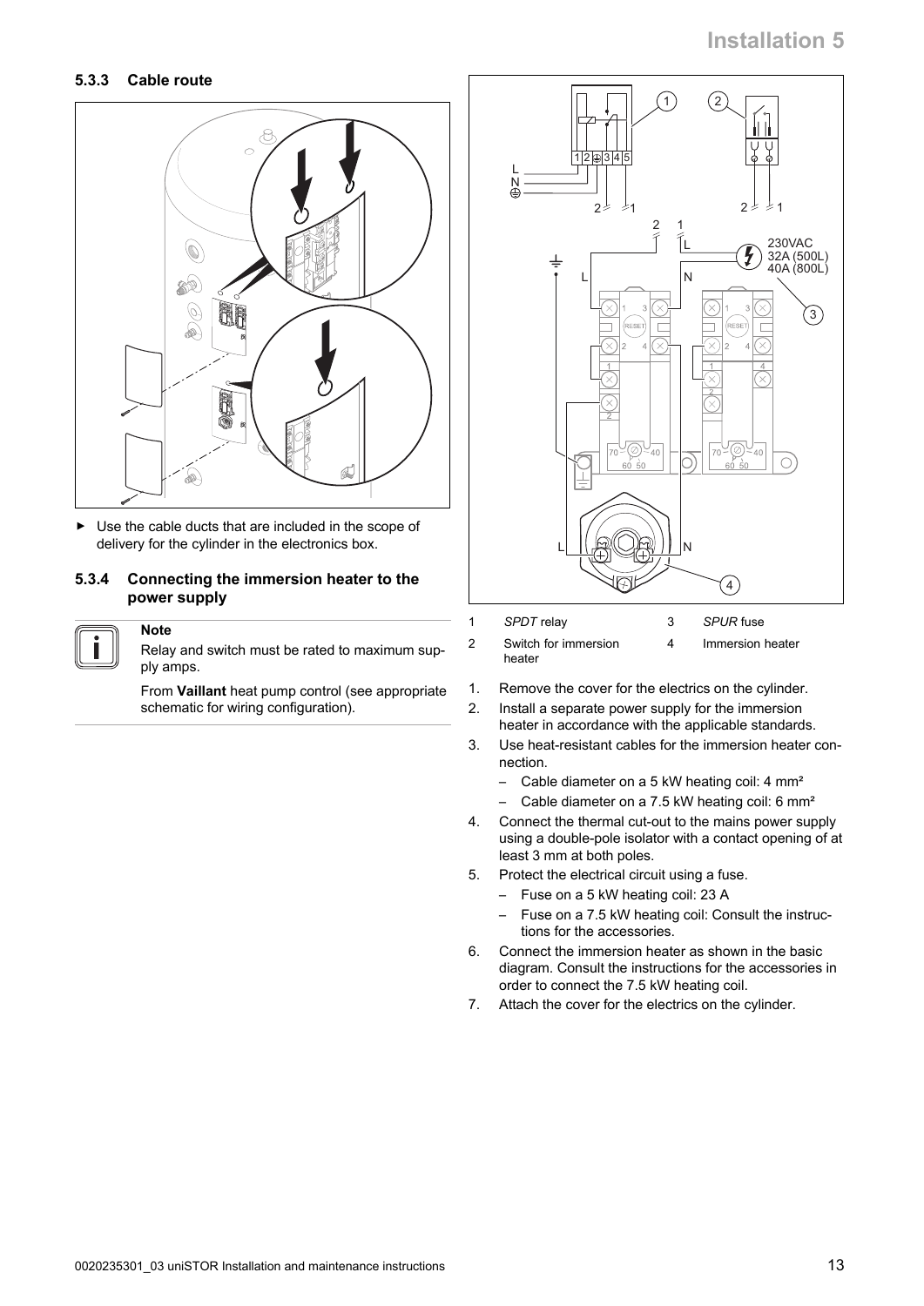### 5.3.3 Cable route

- Use the cable ducts that are included in the scope of delivery for the cylinder in the electronics box.

### 5.3.4 Connecting the immersion heater to the power supply

> **Note**
>
> Relay and switch must be rated to maximum supply amps.
>
> From **Vaillant** heat pump control (see appropriate schematic for wiring configuration).

| | | | |
|---|---|---|---|
| 1 | *SPDT* relay | 3 | *SPUR* fuse |
| 2 | Switch for immersion heater | 4 | Immersion heater |

1. Remove the cover for the electrics on the cylinder.
2. Install a separate power supply for the immersion heater in accordance with the applicable standards.
3. Use heat-resistant cables for the immersion heater connection.
   - Cable diameter on a 5 kW heating coil: 4 mm²
   - Cable diameter on a 7.5 kW heating coil: 6 mm²
4. Connect the thermal cut-out to the mains power supply using a double-pole isolator with a contact opening of at least 3 mm at both poles.
5. Protect the electrical circuit using a fuse.
   - Fuse on a 5 kW heating coil: 23 A
   - Fuse on a 7.5 kW heating coil: Consult the instructions for the accessories.
6. Connect the immersion heater as shown in the basic diagram. Consult the instructions for the accessories in order to connect the 7.5 kW heating coil.
7. Attach the cover for the electrics on the cylinder.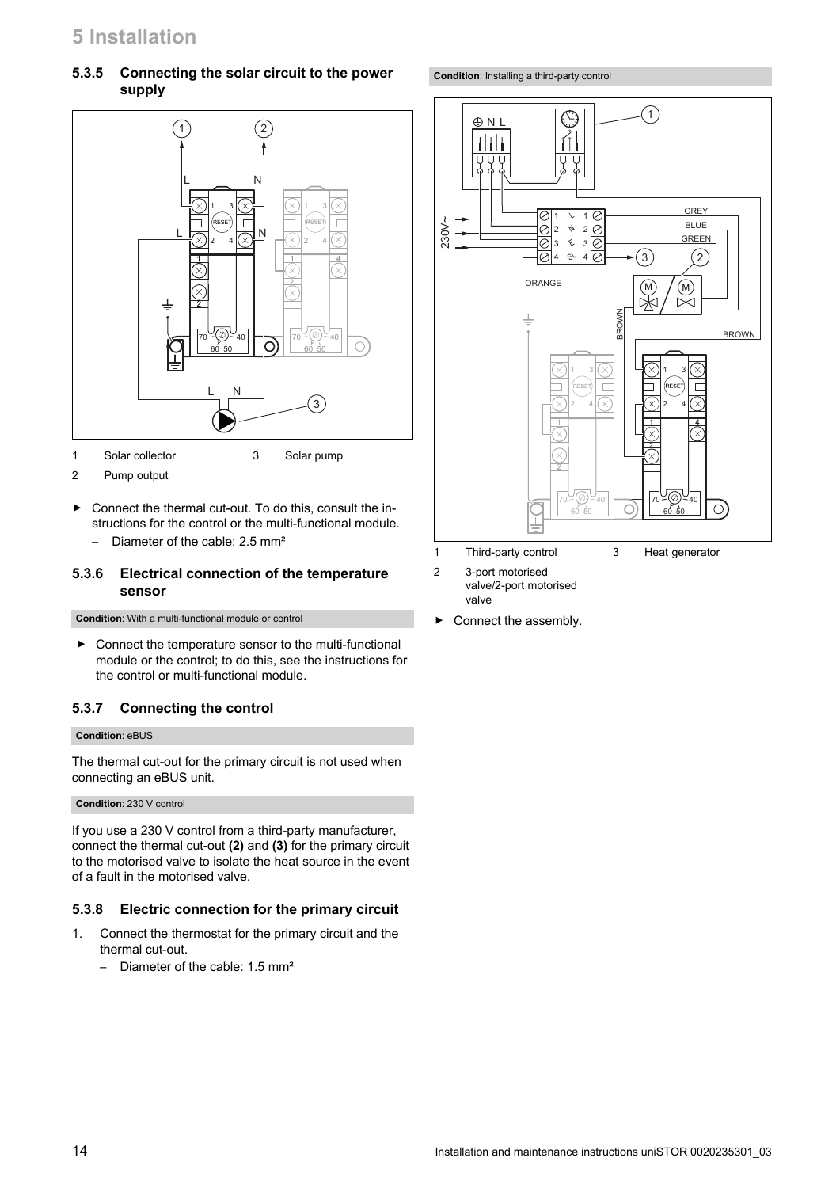### 5.3.5 Connecting the solar circuit to the power supply

1 Solar collector
2 Pump output
3 Solar pump

- ► Connect the thermal cut-out. To do this, consult the instructions for the control or the multi-functional module.
  – Diameter of the cable: 2.5 mm²

### 5.3.6 Electrical connection of the temperature sensor

**Condition**: With a multi-functional module or control

- ► Connect the temperature sensor to the multi-functional module or the control; to do this, see the instructions for the control or multi-functional module.

### 5.3.7 Connecting the control

**Condition**: eBUS

The thermal cut-out for the primary circuit is not used when connecting an eBUS unit.

**Condition**: 230 V control

If you use a 230 V control from a third-party manufacturer, connect the thermal cut-out **(2)** and **(3)** for the primary circuit to the motorised valve to isolate the heat source in the event of a fault in the motorised valve.

### 5.3.8 Electric connection for the primary circuit

1. Connect the thermostat for the primary circuit and the thermal cut-out.
   – Diameter of the cable: 1.5 mm²

**Condition**: Installing a third-party control

1 Third-party control
2 3-port motorised valve/2-port motorised valve
3 Heat generator

- ► Connect the assembly.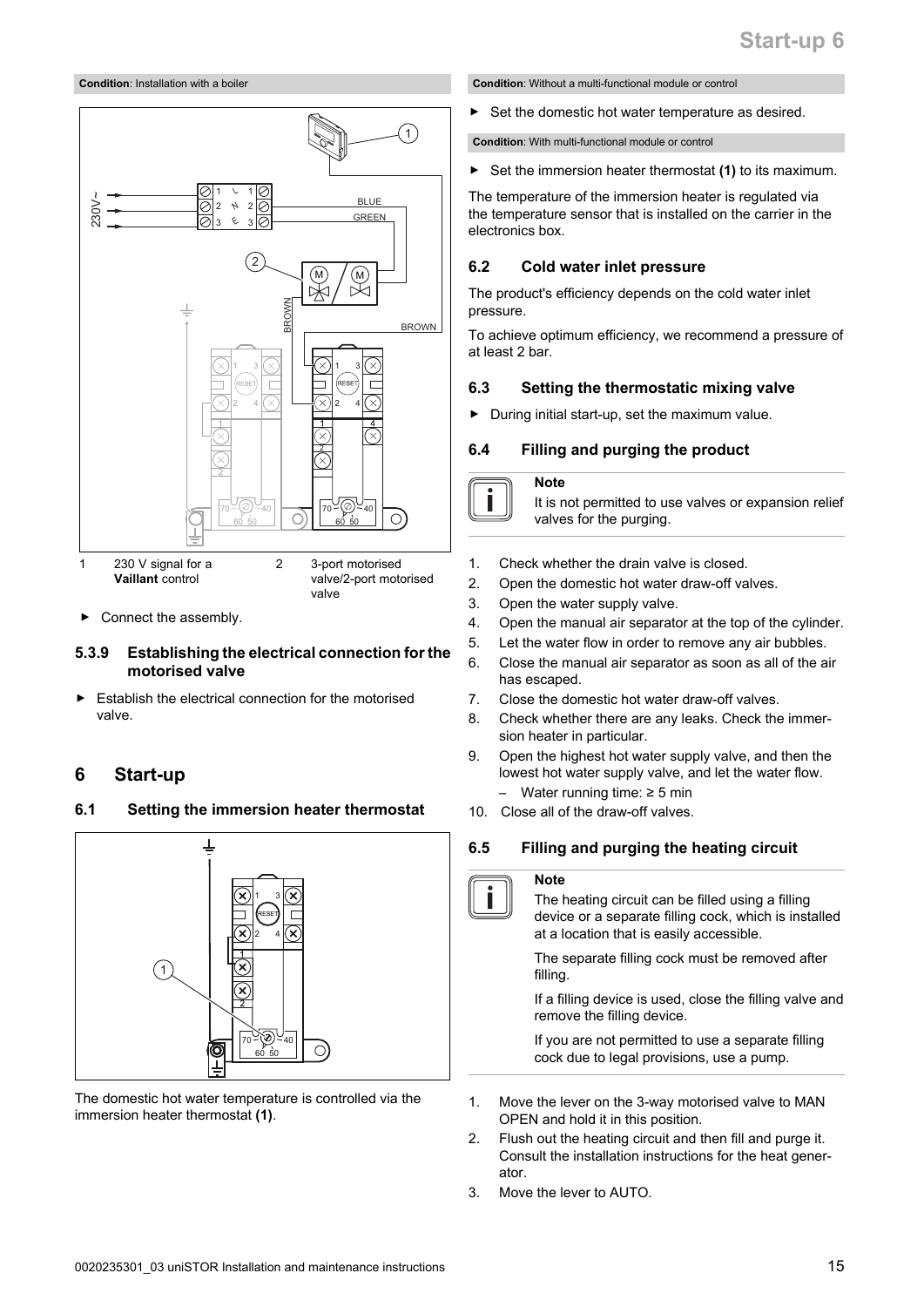**Condition**: Installation with a boiler

| | | | |
|---|---|---|---|
| 1 | 230 V signal for a **Vaillant** control | 2 | 3-port motorised valve/2-port motorised valve |

- Connect the assembly.

### 5.3.9 Establishing the electrical connection for the motorised valve

- Establish the electrical connection for the motorised valve.

## 6 Start-up

### 6.1 Setting the immersion heater thermostat

The domestic hot water temperature is controlled via the immersion heater thermostat **(1)**.

**Condition**: Without a multi-functional module or control

- Set the domestic hot water temperature as desired.

**Condition**: With multi-functional module or control

- Set the immersion heater thermostat **(1)** to its maximum.

The temperature of the immersion heater is regulated via the temperature sensor that is installed on the carrier in the electronics box.

### 6.2 Cold water inlet pressure

The product's efficiency depends on the cold water inlet pressure.

To achieve optimum efficiency, we recommend a pressure of at least 2 bar.

### 6.3 Setting the thermostatic mixing valve

- During initial start-up, set the maximum value.

### 6.4 Filling and purging the product

> **Note**
>
> It is not permitted to use valves or expansion relief valves for the purging.

1. Check whether the drain valve is closed.
2. Open the domestic hot water draw-off valves.
3. Open the water supply valve.
4. Open the manual air separator at the top of the cylinder.
5. Let the water flow in order to remove any air bubbles.
6. Close the manual air separator as soon as all of the air has escaped.
7. Close the domestic hot water draw-off valves.
8. Check whether there are any leaks. Check the immersion heater in particular.
9. Open the highest hot water supply valve, and then the lowest hot water supply valve, and let the water flow.
   - Water running time: ≥ 5 min
10. Close all of the draw-off valves.

### 6.5 Filling and purging the heating circuit

> **Note**
>
> The heating circuit can be filled using a filling device or a separate filling cock, which is installed at a location that is easily accessible.
>
> The separate filling cock must be removed after filling.
>
> If a filling device is used, close the filling valve and remove the filling device.
>
> If you are not permitted to use a separate filling cock due to legal provisions, use a pump.

1. Move the lever on the 3-way motorised valve to MAN OPEN and hold it in this position.
2. Flush out the heating circuit and then fill and purge it. Consult the installation instructions for the heat generator.
3. Move the lever to AUTO.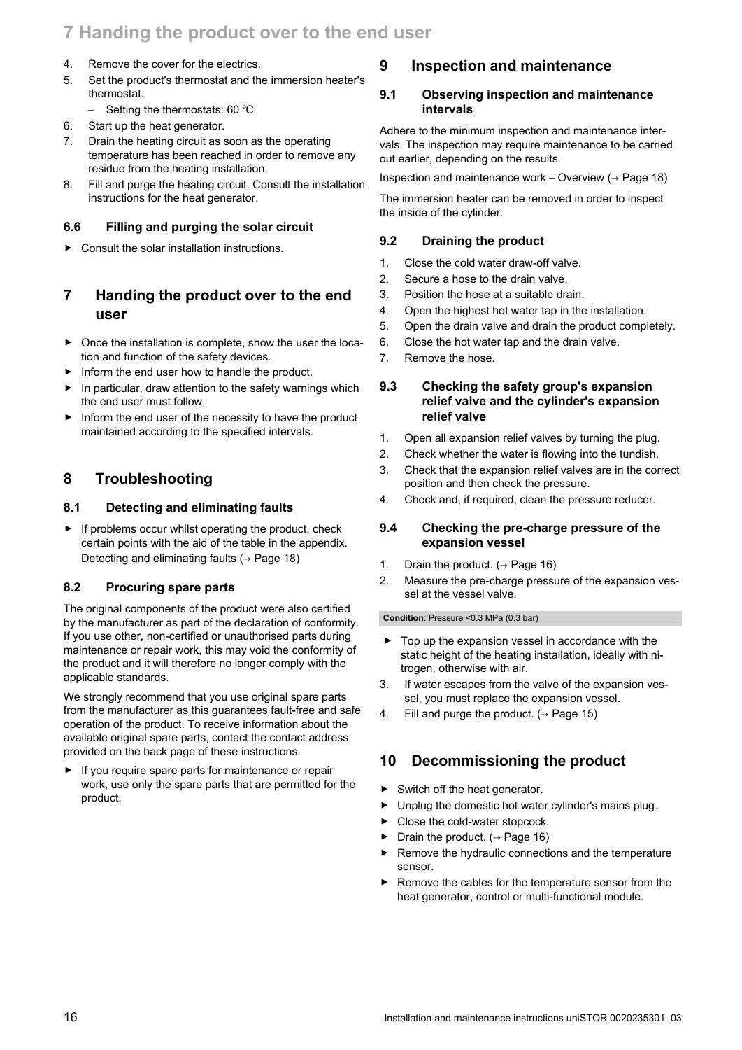4. Remove the cover for the electrics.
5. Set the product's thermostat and the immersion heater's thermostat.
   – Setting the thermostats: 60 ℃
6. Start up the heat generator.
7. Drain the heating circuit as soon as the operating temperature has been reached in order to remove any residue from the heating installation.
8. Fill and purge the heating circuit. Consult the installation instructions for the heat generator.

### 6.6 Filling and purging the solar circuit

▶ Consult the solar installation instructions.

## 7 Handing the product over to the end user

▶ Once the installation is complete, show the user the location and function of the safety devices.

▶ Inform the end user how to handle the product.

▶ In particular, draw attention to the safety warnings which the end user must follow.

▶ Inform the end user of the necessity to have the product maintained according to the specified intervals.

## 8 Troubleshooting

### 8.1 Detecting and eliminating faults

▶ If problems occur whilst operating the product, check certain points with the aid of the table in the appendix.
Detecting and eliminating faults (→ Page 18)

### 8.2 Procuring spare parts

The original components of the product were also certified by the manufacturer as part of the declaration of conformity. If you use other, non-certified or unauthorised parts during maintenance or repair work, this may void the conformity of the product and it will therefore no longer comply with the applicable standards.

We strongly recommend that you use original spare parts from the manufacturer as this guarantees fault-free and safe operation of the product. To receive information about the available original spare parts, contact the contact address provided on the back page of these instructions.

▶ If you require spare parts for maintenance or repair work, use only the spare parts that are permitted for the product.

## 9 Inspection and maintenance

### 9.1 Observing inspection and maintenance intervals

Adhere to the minimum inspection and maintenance intervals. The inspection may require maintenance to be carried out earlier, depending on the results.

Inspection and maintenance work – Overview (→ Page 18)

The immersion heater can be removed in order to inspect the inside of the cylinder.

### 9.2 Draining the product

1. Close the cold water draw-off valve.
2. Secure a hose to the drain valve.
3. Position the hose at a suitable drain.
4. Open the highest hot water tap in the installation.
5. Open the drain valve and drain the product completely.
6. Close the hot water tap and the drain valve.
7. Remove the hose.

### 9.3 Checking the safety group's expansion relief valve and the cylinder's expansion relief valve

1. Open all expansion relief valves by turning the plug.
2. Check whether the water is flowing into the tundish.
3. Check that the expansion relief valves are in the correct position and then check the pressure.
4. Check and, if required, clean the pressure reducer.

### 9.4 Checking the pre-charge pressure of the expansion vessel

1. Drain the product. (→ Page 16)
2. Measure the pre-charge pressure of the expansion vessel at the vessel valve.

**Condition**: Pressure <0.3 MPa (0.3 bar)

▶ Top up the expansion vessel in accordance with the static height of the heating installation, ideally with nitrogen, otherwise with air.

3. If water escapes from the valve of the expansion vessel, you must replace the expansion vessel.
4. Fill and purge the product. (→ Page 15)

## 10 Decommissioning the product

▶ Switch off the heat generator.

▶ Unplug the domestic hot water cylinder's mains plug.

▶ Close the cold-water stopcock.

▶ Drain the product. (→ Page 16)

▶ Remove the hydraulic connections and the temperature sensor.

▶ Remove the cables for the temperature sensor from the heat generator, control or multi-functional module.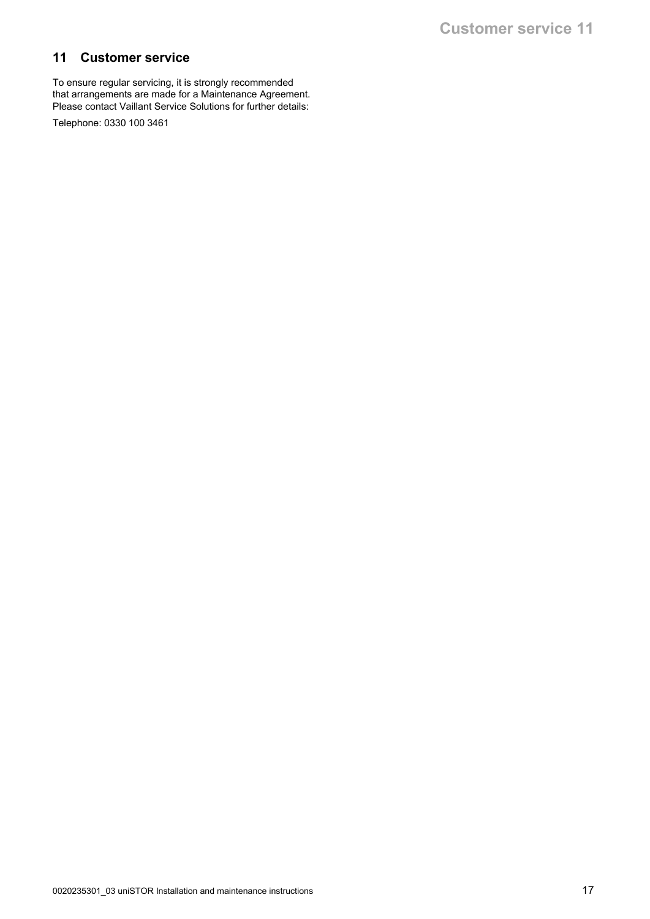## 11 Customer service

To ensure regular servicing, it is strongly recommended that arrangements are made for a Maintenance Agreement. Please contact Vaillant Service Solutions for further details:

Telephone: 0330 100 3461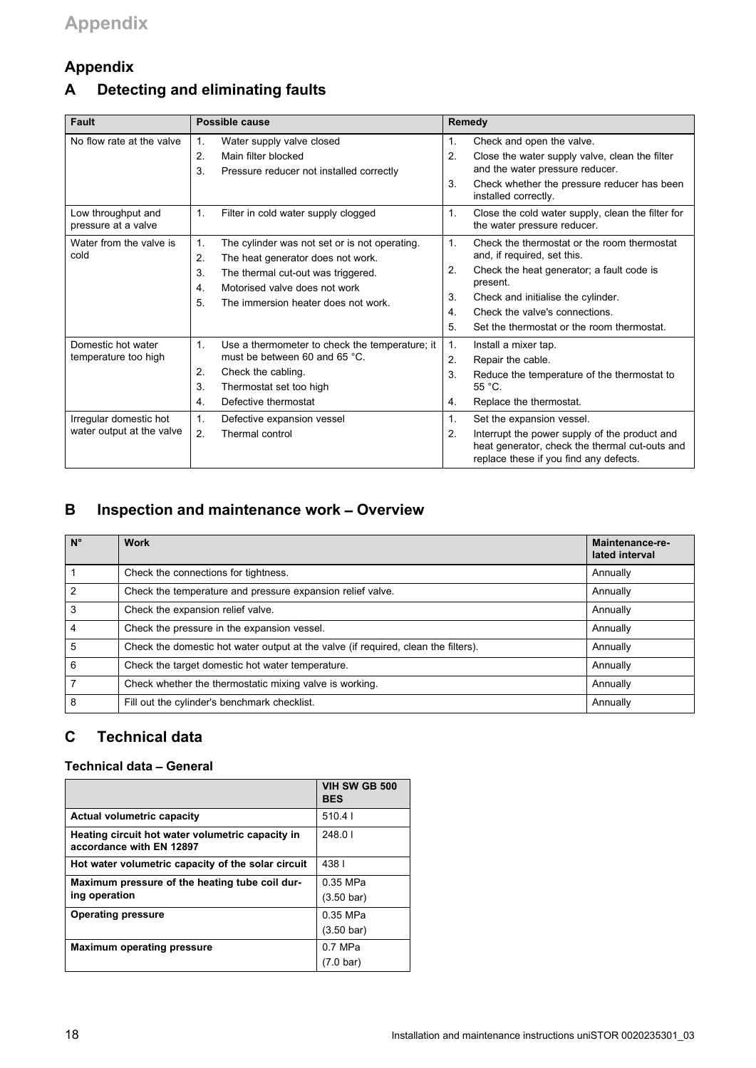# Appendix

## A Detecting and eliminating faults

| Fault | Possible cause | Remedy |
|---|---|---|
| No flow rate at the valve | 1. Water supply valve closed<br>2. Main filter blocked<br>3. Pressure reducer not installed correctly | 1. Check and open the valve.<br>2. Close the water supply valve, clean the filter and the water pressure reducer.<br>3. Check whether the pressure reducer has been installed correctly. |
| Low throughput and pressure at a valve | 1. Filter in cold water supply clogged | 1. Close the cold water supply, clean the filter for the water pressure reducer. |
| Water from the valve is cold | 1. The cylinder was not set or is not operating.<br>2. The heat generator does not work.<br>3. The thermal cut-out was triggered.<br>4. Motorised valve does not work<br>5. The immersion heater does not work. | 1. Check the thermostat or the room thermostat and, if required, set this.<br>2. Check the heat generator; a fault code is present.<br>3. Check and initialise the cylinder.<br>4. Check the valve's connections.<br>5. Set the thermostat or the room thermostat. |
| Domestic hot water temperature too high | 1. Use a thermometer to check the temperature; it must be between 60 and 65 °C.<br>2. Check the cabling.<br>3. Thermostat set too high<br>4. Defective thermostat | 1. Install a mixer tap.<br>2. Repair the cable.<br>3. Reduce the temperature of the thermostat to 55 °C.<br>4. Replace the thermostat. |
| Irregular domestic hot water output at the valve | 1. Defective expansion vessel<br>2. Thermal control | 1. Set the expansion vessel.<br>2. Interrupt the power supply of the product and heat generator, check the thermal cut-outs and replace these if you find any defects. |

## B Inspection and maintenance work – Overview

| N° | Work | Maintenance-related interval |
|---|---|---|
| 1 | Check the connections for tightness. | Annually |
| 2 | Check the temperature and pressure expansion relief valve. | Annually |
| 3 | Check the expansion relief valve. | Annually |
| 4 | Check the pressure in the expansion vessel. | Annually |
| 5 | Check the domestic hot water output at the valve (if required, clean the filters). | Annually |
| 6 | Check the target domestic hot water temperature. | Annually |
| 7 | Check whether the thermostatic mixing valve is working. | Annually |
| 8 | Fill out the cylinder's benchmark checklist. | Annually |

## C Technical data

### Technical data – General

| | VIH SW GB 500 BES |
|---|---|
| **Actual volumetric capacity** | 510.4 l |
| **Heating circuit hot water volumetric capacity in accordance with EN 12897** | 248.0 l |
| **Hot water volumetric capacity of the solar circuit** | 438 l |
| **Maximum pressure of the heating tube coil during operation** | 0.35 MPa<br>(3.50 bar) |
| **Operating pressure** | 0.35 MPa<br>(3.50 bar) |
| **Maximum operating pressure** | 0.7 MPa<br>(7.0 bar) |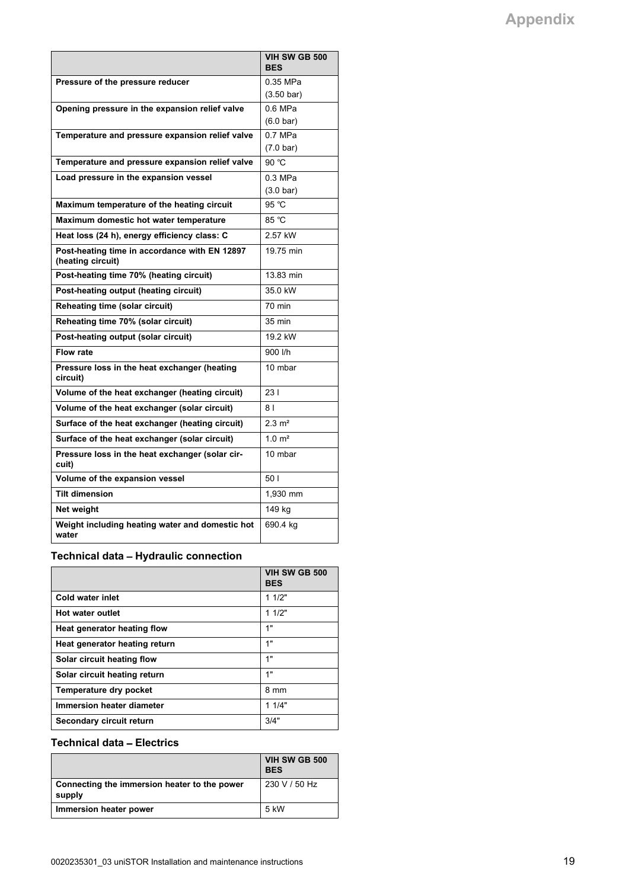| | VIH SW GB 500 BES |
|---|---|
| Pressure of the pressure reducer | 0.35 MPa (3.50 bar) |
| Opening pressure in the expansion relief valve | 0.6 MPa (6.0 bar) |
| Temperature and pressure expansion relief valve | 0.7 MPa (7.0 bar) |
| Temperature and pressure expansion relief valve | 90 ℃ |
| Load pressure in the expansion vessel | 0.3 MPa (3.0 bar) |
| Maximum temperature of the heating circuit | 95 ℃ |
| Maximum domestic hot water temperature | 85 ℃ |
| Heat loss (24 h), energy efficiency class: C | 2.57 kW |
| Post-heating time in accordance with EN 12897 (heating circuit) | 19.75 min |
| Post-heating time 70% (heating circuit) | 13.83 min |
| Post-heating output (heating circuit) | 35.0 kW |
| Reheating time (solar circuit) | 70 min |
| Reheating time 70% (solar circuit) | 35 min |
| Post-heating output (solar circuit) | 19.2 kW |
| Flow rate | 900 l/h |
| Pressure loss in the heat exchanger (heating circuit) | 10 mbar |
| Volume of the heat exchanger (heating circuit) | 23 l |
| Volume of the heat exchanger (solar circuit) | 8 l |
| Surface of the heat exchanger (heating circuit) | 2.3 m² |
| Surface of the heat exchanger (solar circuit) | 1.0 m² |
| Pressure loss in the heat exchanger (solar circuit) | 10 mbar |
| Volume of the expansion vessel | 50 l |
| Tilt dimension | 1,930 mm |
| Net weight | 149 kg |
| Weight including heating water and domestic hot water | 690.4 kg |

### Technical data – Hydraulic connection

| | VIH SW GB 500 BES |
|---|---|
| Cold water inlet | 1 1/2" |
| Hot water outlet | 1 1/2" |
| Heat generator heating flow | 1" |
| Heat generator heating return | 1" |
| Solar circuit heating flow | 1" |
| Solar circuit heating return | 1" |
| Temperature dry pocket | 8 mm |
| Immersion heater diameter | 1 1/4" |
| Secondary circuit return | 3/4" |

### Technical data – Electrics

| | VIH SW GB 500 BES |
|---|---|
| Connecting the immersion heater to the power supply | 230 V / 50 Hz |
| Immersion heater power | 5 kW |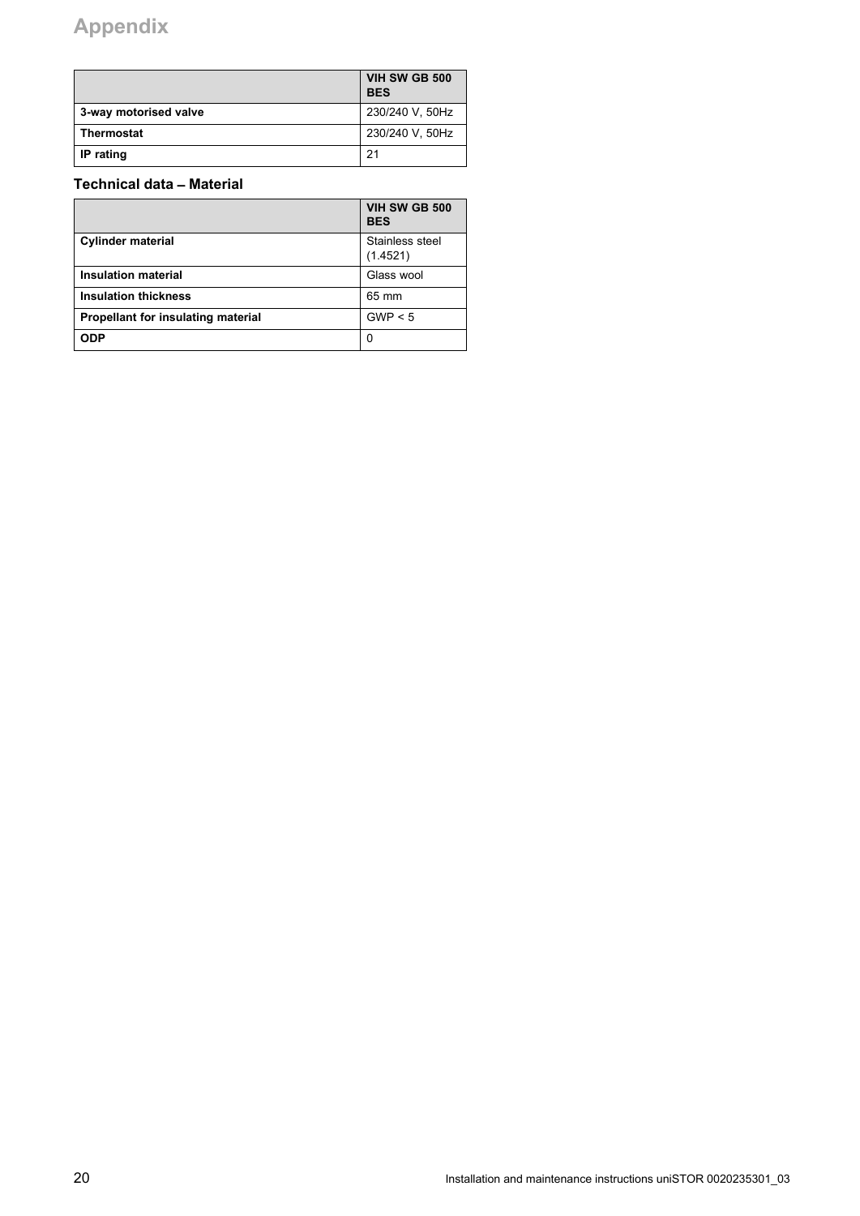|  | VIH SW GB 500 BES |
|---|---|
| **3-way motorised valve** | 230/240 V, 50Hz |
| **Thermostat** | 230/240 V, 50Hz |
| **IP rating** | 21 |

### Technical data – Material

|  | VIH SW GB 500 BES |
|---|---|
| **Cylinder material** | Stainless steel (1.4521) |
| **Insulation material** | Glass wool |
| **Insulation thickness** | 65 mm |
| **Propellant for insulating material** | GWP < 5 |
| **ODP** | 0 |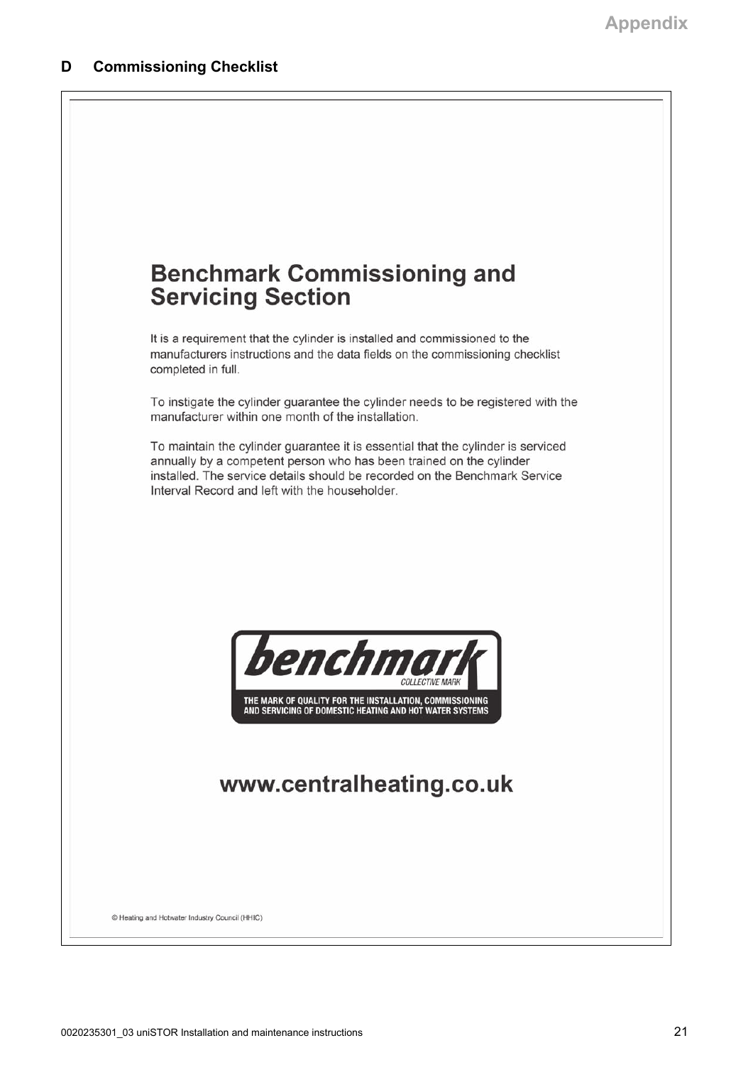## D Commissioning Checklist

# Benchmark Commissioning and Servicing Section

It is a requirement that the cylinder is installed and commissioned to the manufacturers instructions and the data fields on the commissioning checklist completed in full.

To instigate the cylinder guarantee the cylinder needs to be registered with the manufacturer within one month of the installation.

To maintain the cylinder guarantee it is essential that the cylinder is serviced annually by a competent person who has been trained on the cylinder installed. The service details should be recorded on the Benchmark Service Interval Record and left with the householder.

**benchmark**

COLLECTIVE MARK

THE MARK OF QUALITY FOR THE INSTALLATION, COMMISSIONING AND SERVICING OF DOMESTIC HEATING AND HOT WATER SYSTEMS

**www.centralheating.co.uk**

© Heating and Hotwater Industry Council (HHIC)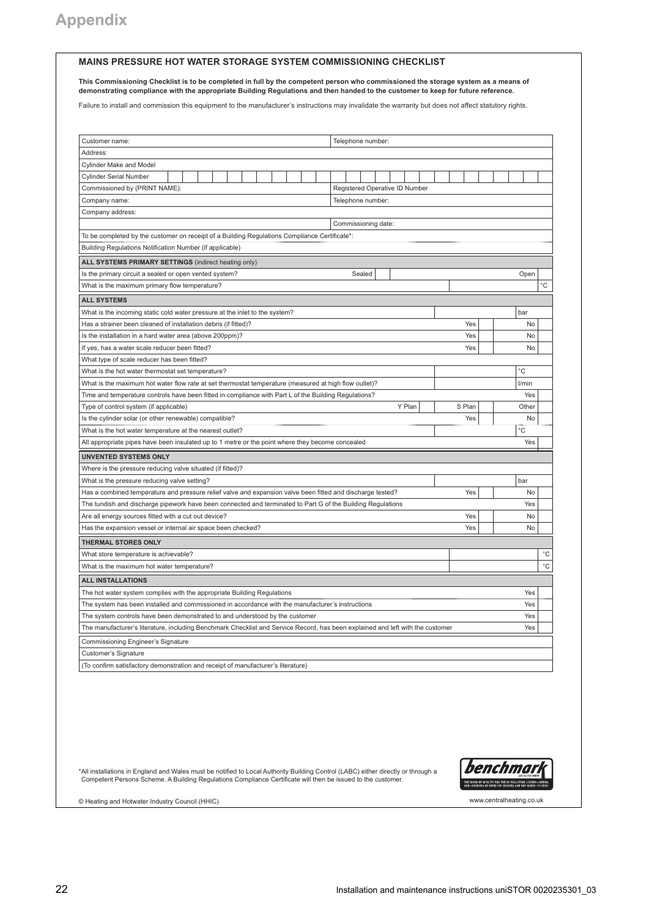# Appendix

## MAINS PRESSURE HOT WATER STORAGE SYSTEM COMMISSIONING CHECKLIST

**This Commissioning Checklist is to be completed in full by the competent person who commissioned the storage system as a means of demonstrating compliance with the appropriate Building Regulations and then handed to the customer to keep for future reference.**

Failure to install and commission this equipment to the manufacturer's instructions may invalidate the warranty but does not affect statutory rights.

| | |
|---|---|
| Customer name: | Telephone number: |
| Address: | |
| Cylinder Make and Model | |
| Cylinder Serial Number | |
| Commissioned by (PRINT NAME): | Registered Operative ID Number |
| Company name: | Telephone number: |
| Company address: | |
| | Commissioning date: |
| To be completed by the customer on receipt of a Building Regulations Compliance Certificate*: | |
| Building Regulations Notification Number (if applicable) | |

| **ALL SYSTEMS PRIMARY SETTINGS** (indirect heating only) | | | |
|---|---|---|---|
| Is the primary circuit a sealed or open vented system? | Sealed | | Open |
| What is the maximum primary flow temperature? | | | °C |

| **ALL SYSTEMS** | | | |
|---|---|---|---|
| What is the incoming static cold water pressure at the inlet to the system? | | | bar |
| Has a strainer been cleaned of installation debris (if fitted)? | | Yes | No |
| Is the installation in a hard water area (above 200ppm)? | | Yes | No |
| If yes, has a water scale reducer been fitted? | | Yes | No |
| What type of scale reducer has been fitted? | | | |
| What is the hot water thermostat set temperature? | | | °C |
| What is the maximum hot water flow rate at set thermostat temperature (measured at high flow outlet)? | | | l/min |
| Time and temperature controls have been fitted in compliance with Part L of the Building Regulations? | | | Yes |
| Type of control system (if applicable) | Y Plan | S Plan | Other |
| Is the cylinder solar (or other renewable) compatible? | | Yes | No |
| What is the hot water temperature at the nearest outlet? | | | °C |
| All appropriate pipes have been insulated up to 1 metre or the point where they become concealed | | | Yes |

| **UNVENTED SYSTEMS ONLY** | | |
|---|---|---|
| Where is the pressure reducing valve situated (if fitted)? | | |
| What is the pressure reducing valve setting? | | bar |
| Has a combined temperature and pressure relief valve and expansion valve been fitted and discharge tested? | Yes | No |
| The tundish and discharge pipework have been connected and terminated to Part G of the Building Regulations | | Yes |
| Are all energy sources fitted with a cut out device? | Yes | No |
| Has the expansion vessel or internal air space been checked? | Yes | No |

| **THERMAL STORES ONLY** | |
|---|---|
| What store temperature is achievable? | °C |
| What is the maximum hot water temperature? | °C |

| **ALL INSTALLATIONS** | |
|---|---|
| The hot water system complies with the appropriate Building Regulations | Yes |
| The system has been installed and commissioned in accordance with the manufacturer's instructions | Yes |
| The system controls have been demonstrated to and understood by the customer | Yes |
| The manufacturer's literature, including Benchmark Checklist and Service Record, has been explained and left with the customer | Yes |

| |
|---|
| Commissioning Engineer's Signature |
| Customer's Signature |
| (To confirm satisfactory demonstration and receipt of manufacturer's literature) |

*All installations in England and Wales must be notified to Local Authority Building Control (LABC) either directly or through a Competent Persons Scheme. A Building Regulations Compliance Certificate will then be issued to the customer.

© Heating and Hotwater Industry Council (HHIC)

www.centralheating.co.uk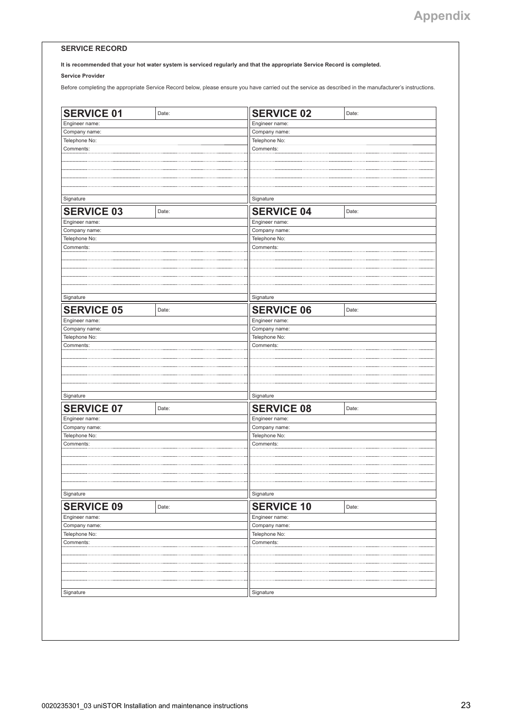## SERVICE RECORD

**It is recommended that your hot water system is serviced regularly and that the appropriate Service Record is completed.**

**Service Provider**

Before completing the appropriate Service Record below, please ensure you have carried out the service as described in the manufacturer's instructions.

| SERVICE 01 | Date: |
|---|---|
| Engineer name: | |
| Company name: | |
| Telephone No: | |
| Comments: | |
| Signature | |

| SERVICE 02 | Date: |
|---|---|
| Engineer name: | |
| Company name: | |
| Telephone No: | |
| Comments: | |
| Signature | |

| SERVICE 03 | Date: |
|---|---|
| Engineer name: | |
| Company name: | |
| Telephone No: | |
| Comments: | |
| Signature | |

| SERVICE 04 | Date: |
|---|---|
| Engineer name: | |
| Company name: | |
| Telephone No: | |
| Comments: | |
| Signature | |

| SERVICE 05 | Date: |
|---|---|
| Engineer name: | |
| Company name: | |
| Telephone No: | |
| Comments: | |
| Signature | |

| SERVICE 06 | Date: |
|---|---|
| Engineer name: | |
| Company name: | |
| Telephone No: | |
| Comments: | |
| Signature | |

| SERVICE 07 | Date: |
|---|---|
| Engineer name: | |
| Company name: | |
| Telephone No: | |
| Comments: | |
| Signature | |

| SERVICE 08 | Date: |
|---|---|
| Engineer name: | |
| Company name: | |
| Telephone No: | |
| Comments: | |
| Signature | |

| SERVICE 09 | Date: |
|---|---|
| Engineer name: | |
| Company name: | |
| Telephone No: | |
| Comments: | |
| Signature | |

| SERVICE 10 | Date: |
|---|---|
| Engineer name: | |
| Company name: | |
| Telephone No: | |
| Comments: | |
| Signature | |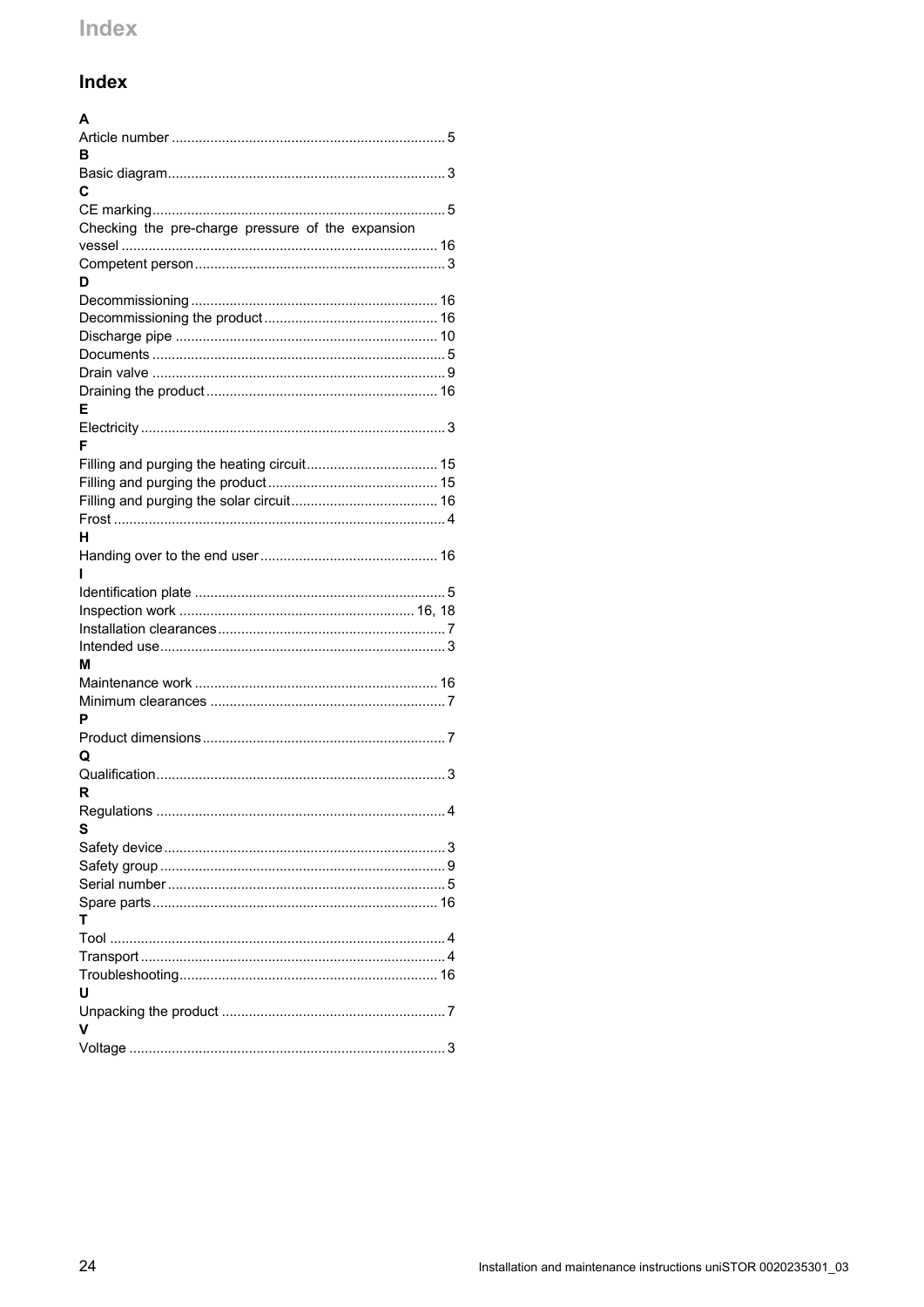# Index

**A**

Article number ........................................................................ 5

**B**

Basic diagram........................................................................ 3

**C**

CE marking........................................................................... 5

Checking the pre-charge pressure of the expansion vessel ................................................................................. 16

Competent person.................................................................. 3

**D**

Decommissioning ................................................................ 16

Decommissioning the product ............................................. 16

Discharge pipe .................................................................... 10

Documents ............................................................................ 5

Drain valve ............................................................................ 9

Draining the product ............................................................ 16

**E**

Electricity .............................................................................. 3

**F**

Filling and purging the heating circuit.................................. 15

Filling and purging the product ............................................ 15

Filling and purging the solar circuit...................................... 16

Frost ...................................................................................... 4

**H**

Handing over to the end user .............................................. 16

**I**

Identification plate ................................................................. 5

Inspection work ............................................................ 16, 18

Installation clearances ........................................................... 7

Intended use.......................................................................... 3

**M**

Maintenance work ............................................................... 16

Minimum clearances ............................................................. 7

**P**

Product dimensions............................................................... 7

**Q**

Qualification........................................................................... 3

**R**

Regulations ........................................................................... 4

**S**

Safety device......................................................................... 3

Safety group .......................................................................... 9

Serial number ........................................................................ 5

Spare parts.......................................................................... 16

**T**

Tool ....................................................................................... 4

Transport ............................................................................... 4

Troubleshooting................................................................... 16

**U**

Unpacking the product .......................................................... 7

**V**

Voltage .................................................................................. 3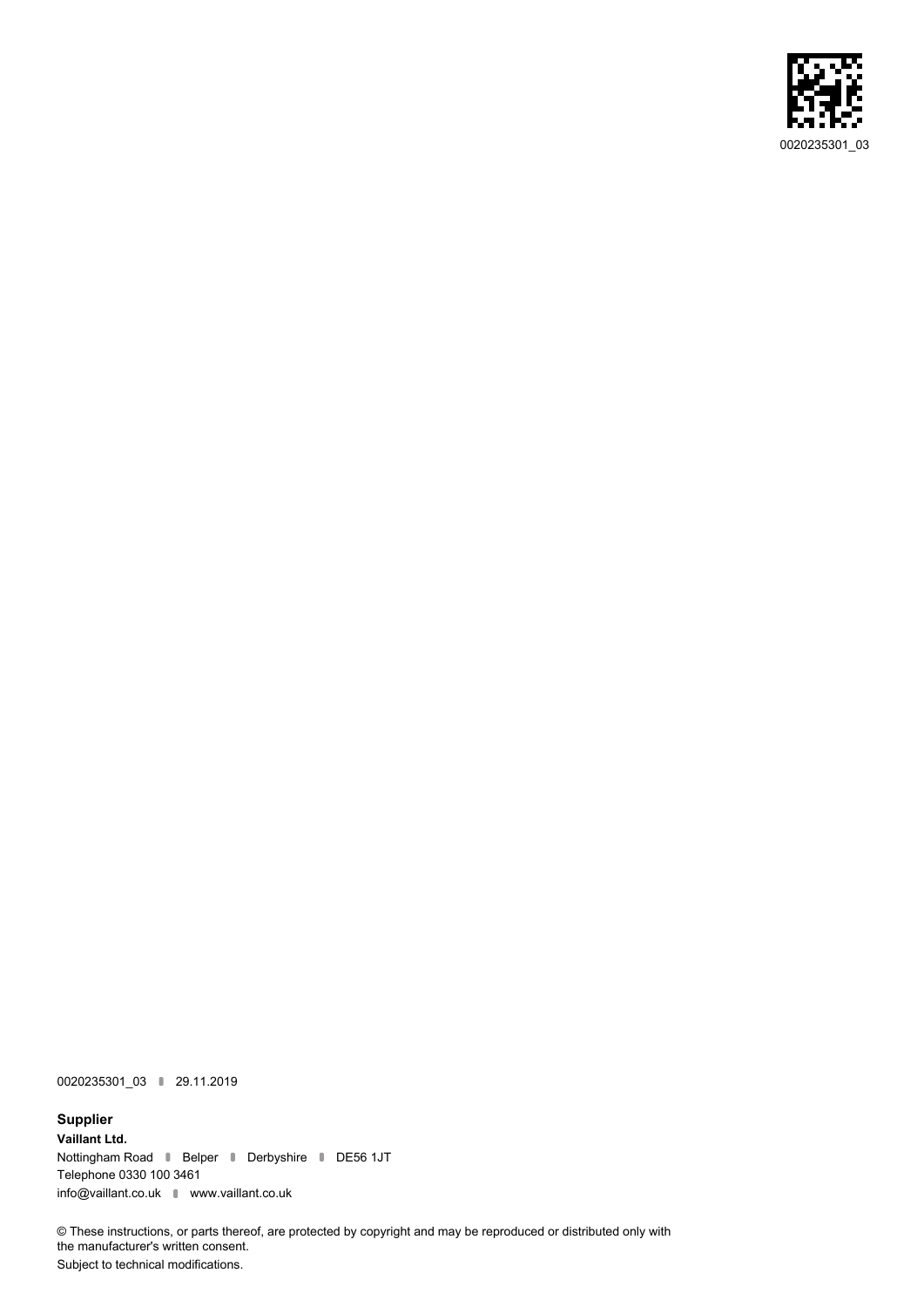0020235301_03

0020235301_03 ▮ 29.11.2019

**Supplier**

**Vaillant Ltd.**

Nottingham Road ▮ Belper ▮ Derbyshire ▮ DE56 1JT

Telephone 0330 100 3461

info@vaillant.co.uk ▮ www.vaillant.co.uk

© These instructions, or parts thereof, are protected by copyright and may be reproduced or distributed only with the manufacturer's written consent.

Subject to technical modifications.